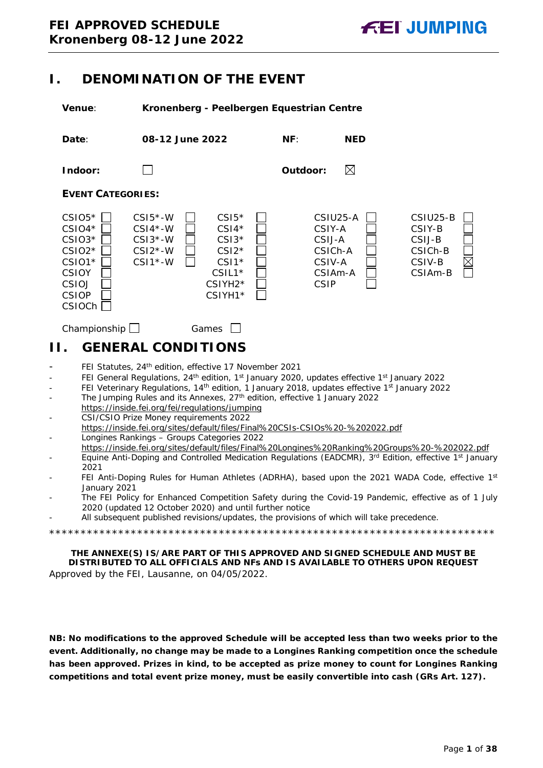**FEI APPROVED SCHEDULE**
**Kronenberg 08-12 June 2022**

# I. DENOMINATION OF THE EVENT

**Venue**: **Kronenberg - Peelbergen Equestrian Centre**

**Date**: **08-12 June 2022** **NF**: **NED**

**Indoor**: ☐ **Outdoor**: ☒

**EVENT CATEGORIES:**

| | | | | |
|---|---|---|---|---|
| CSIO5* ☐ | CSI5*-W ☐ | CSI5* ☐ | CSIU25-A ☐ | CSIU25-B ☐ |
| CSIO4* ☐ | CSI4*-W ☐ | CSI4* ☐ | CSIY-A ☐ | CSIY-B ☐ |
| CSIO3* ☐ | CSI3*-W ☐ | CSI3* ☐ | CSIJ-A ☐ | CSIJ-B ☐ |
| CSIO2* ☐ | CSI2*-W ☐ | CSI2* ☐ | CSICh-A ☐ | CSICh-B ☐ |
| CSIO1* ☐ | CSI1*-W ☐ | CSI1* ☐ | CSIV-A ☐ | CSIV-B ☒ |
| CSIOY ☐ | | CSIL1* ☐ | CSIAm-A ☐ | CSIAm-B ☐ |
| CSIOJ ☐ | | CSIYH2* ☐ | CSIP ☐ | |
| CSIOP ☐ | | CSIYH1* ☐ | | |
| CSIOCh ☐ | | | | |

Championship ☐ Games ☐

# II. GENERAL CONDITIONS

- FEI Statutes, 24th edition, effective 17 November 2021
- FEI General Regulations, 24th edition, 1st January 2020, updates effective 1st January 2022
- FEI Veterinary Regulations, 14th edition, 1 January 2018, updates effective 1st January 2022
- The Jumping Rules and its Annexes, 27th edition, effective 1 January 2022
  https://inside.fei.org/fei/regulations/jumping
- CSI/CSIO Prize Money requirements 2022
  https://inside.fei.org/sites/default/files/Final%20CSIs-CSIOs%20-%202022.pdf
- Longines Rankings – Groups Categories 2022
  https://inside.fei.org/sites/default/files/Final%20Longines%20Ranking%20Groups%20-%202022.pdf
- Equine Anti-Doping and Controlled Medication Regulations (EADCMR), 3rd Edition, effective 1st January 2021
- FEI Anti-Doping Rules for Human Athletes (ADRHA), based upon the 2021 WADA Code, effective 1st January 2021
- The FEI Policy for Enhanced Competition Safety during the Covid-19 Pandemic, effective as of 1 July 2020 (updated 12 October 2020) and until further notice
- All subsequent published revisions/updates, the provisions of which will take precedence.

\*\*\*\*\*\*\*\*\*\*\*\*\*\*\*\*\*\*\*\*\*\*\*\*\*\*\*\*\*\*\*\*\*\*\*\*\*\*\*\*\*\*\*\*\*\*\*\*\*\*\*\*\*\*\*\*\*\*\*\*\*\*\*\*\*\*\*\*\*\*\*\*

**THE ANNEXE(S) IS/ARE PART OF THIS APPROVED AND SIGNED SCHEDULE AND MUST BE DISTRIBUTED TO ALL OFFICIALS AND NFs AND IS AVAILABLE TO OTHERS UPON REQUEST**

Approved by the FEI, Lausanne, on 04/05/2022.

**NB: No modifications to the approved Schedule will be accepted less than two weeks prior to the event. Additionally, no change may be made to a Longines Ranking competition once the schedule has been approved. Prizes in kind, to be accepted as prize money to count for Longines Ranking competitions and total event prize money, must be easily convertible into cash (GRs Art. 127).**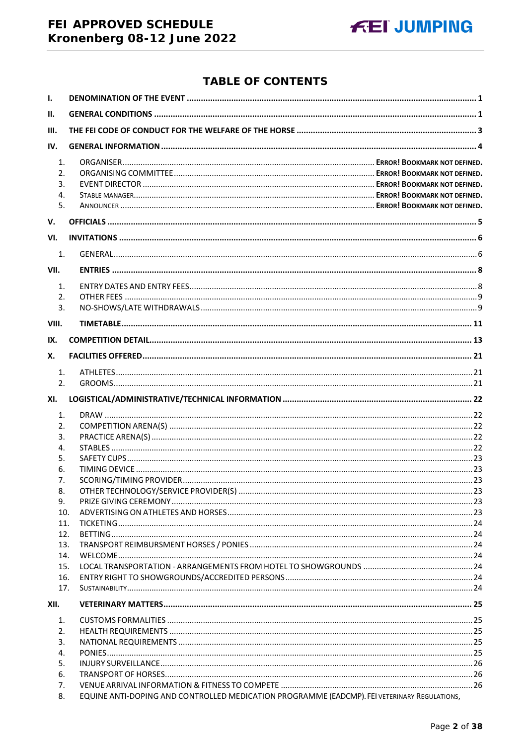# TABLE OF CONTENTS

I. DENOMINATION OF THE EVENT ..... 1

II. GENERAL CONDITIONS ..... 1

III. THE FEI CODE OF CONDUCT FOR THE WELFARE OF THE HORSE ..... 3

IV. GENERAL INFORMATION ..... 4

1. ORGANISER ..... ERROR! BOOKMARK NOT DEFINED.
2. ORGANISING COMMITTEE ..... ERROR! BOOKMARK NOT DEFINED.
3. EVENT DIRECTOR ..... ERROR! BOOKMARK NOT DEFINED.
4. STABLE MANAGER ..... ERROR! BOOKMARK NOT DEFINED.
5. ANNOUNCER ..... ERROR! BOOKMARK NOT DEFINED.

V. OFFICIALS ..... 5

VI. INVITATIONS ..... 6

1. GENERAL ..... 6

VII. ENTRIES ..... 8

1. ENTRY DATES AND ENTRY FEES ..... 8
2. OTHER FEES ..... 9
3. NO-SHOWS/LATE WITHDRAWALS ..... 9

VIII. TIMETABLE ..... 11

IX. COMPETITION DETAIL ..... 13

X. FACILITIES OFFERED ..... 21

1. ATHLETES ..... 21
2. GROOMS ..... 21

XI. LOGISTICAL/ADMINISTRATIVE/TECHNICAL INFORMATION ..... 22

1. DRAW ..... 22
2. COMPETITION ARENA(S) ..... 22
3. PRACTICE ARENA(S) ..... 22
4. STABLES ..... 22
5. SAFETY CUPS ..... 23
6. TIMING DEVICE ..... 23
7. SCORING/TIMING PROVIDER ..... 23
8. OTHER TECHNOLOGY/SERVICE PROVIDER(S) ..... 23
9. PRIZE GIVING CEREMONY ..... 23
10. ADVERTISING ON ATHLETES AND HORSES ..... 23
11. TICKETING ..... 24
12. BETTING ..... 24
13. TRANSPORT REIMBURSMENT HORSES / PONIES ..... 24
14. WELCOME ..... 24
15. LOCAL TRANSPORTATION - ARRANGEMENTS FROM HOTEL TO SHOWGROUNDS ..... 24
16. ENTRY RIGHT TO SHOWGROUNDS/ACCREDITED PERSONS ..... 24
17. SUSTAINABILITY ..... 24

XII. VETERINARY MATTERS ..... 25

1. CUSTOMS FORMALITIES ..... 25
2. HEALTH REQUIREMENTS ..... 25
3. NATIONAL REQUIREMENTS ..... 25
4. PONIES ..... 25
5. INJURY SURVEILLANCE ..... 26
6. TRANSPORT OF HORSES ..... 26
7. VENUE ARRIVAL INFORMATION & FITNESS TO COMPETE ..... 26
8. EQUINE ANTI-DOPING AND CONTROLLED MEDICATION PROGRAMME (EADCMP). FEI VETERINARY REGULATIONS,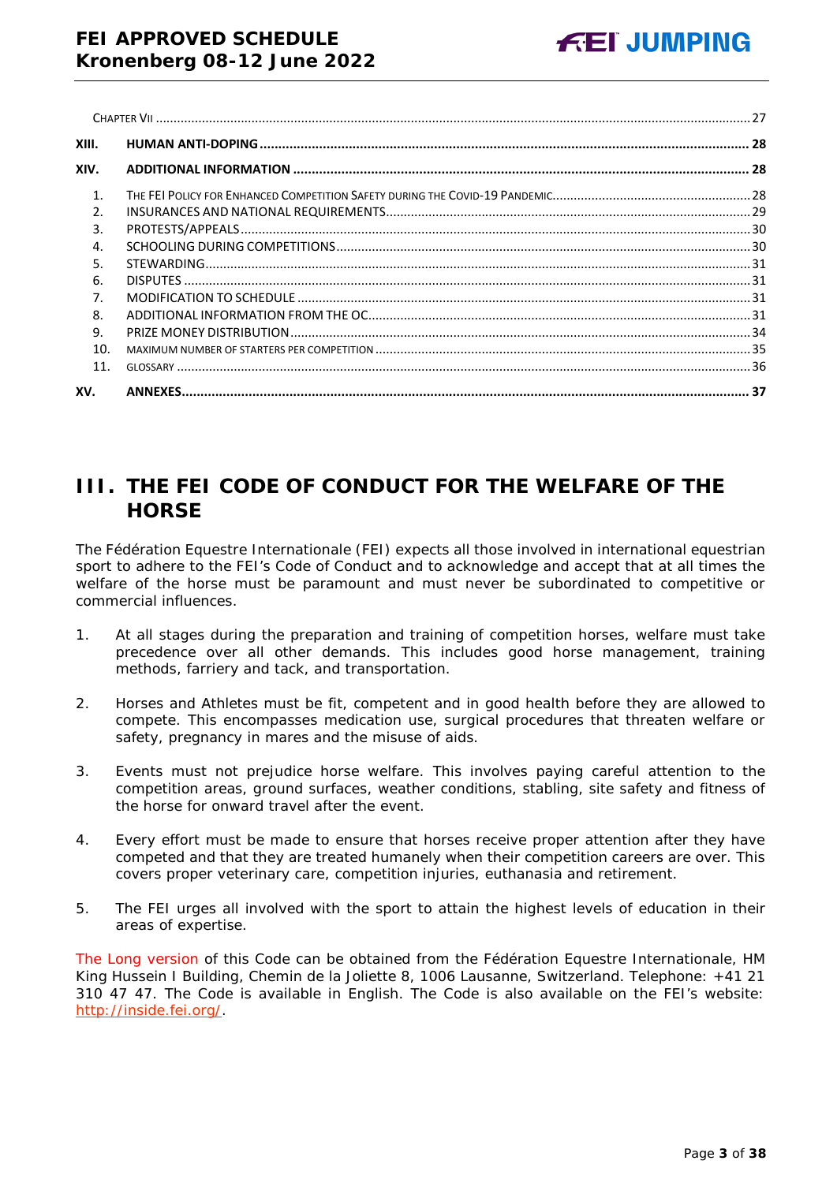Chapter VII ..... 27

**XIII. HUMAN ANTI-DOPING ..... 28**

**XIV. ADDITIONAL INFORMATION ..... 28**

1. The FEI Policy for Enhanced Competition Safety during the COVID-19 Pandemic ..... 28
2. INSURANCES AND NATIONAL REQUIREMENTS ..... 29
3. PROTESTS/APPEALS ..... 30
4. SCHOOLING DURING COMPETITIONS ..... 30
5. STEWARDING ..... 31
6. DISPUTES ..... 31
7. MODIFICATION TO SCHEDULE ..... 31
8. ADDITIONAL INFORMATION FROM THE OC ..... 31
9. PRIZE MONEY DISTRIBUTION ..... 34
10. MAXIMUM NUMBER OF STARTERS PER COMPETITION ..... 35
11. GLOSSARY ..... 36

**XV. ANNEXES ..... 37**

# III. THE FEI CODE OF CONDUCT FOR THE WELFARE OF THE HORSE

The Fédération Equestre Internationale (FEI) expects all those involved in international equestrian sport to adhere to the FEI's Code of Conduct and to acknowledge and accept that at all times the welfare of the horse must be paramount and must never be subordinated to competitive or commercial influences.

1. At all stages during the preparation and training of competition horses, welfare must take precedence over all other demands. This includes good horse management, training methods, farriery and tack, and transportation.

2. Horses and Athletes must be fit, competent and in good health before they are allowed to compete. This encompasses medication use, surgical procedures that threaten welfare or safety, pregnancy in mares and the misuse of aids.

3. Events must not prejudice horse welfare. This involves paying careful attention to the competition areas, ground surfaces, weather conditions, stabling, site safety and fitness of the horse for onward travel after the event.

4. Every effort must be made to ensure that horses receive proper attention after they have competed and that they are treated humanely when their competition careers are over. This covers proper veterinary care, competition injuries, euthanasia and retirement.

5. The FEI urges all involved with the sport to attain the highest levels of education in their areas of expertise.

The Long version of this Code can be obtained from the Fédération Equestre Internationale, HM King Hussein I Building, Chemin de la Joliette 8, 1006 Lausanne, Switzerland. Telephone: +41 21 310 47 47. The Code is available in English. The Code is also available on the FEI's website: http://inside.fei.org/.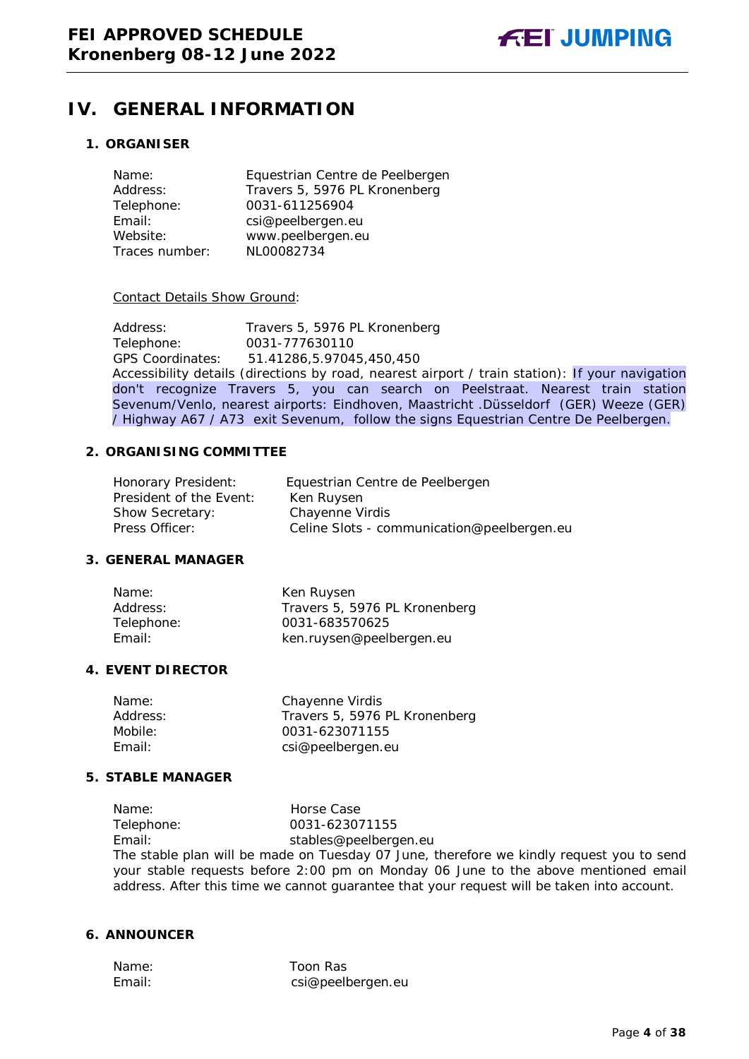# IV. GENERAL INFORMATION

## 1. ORGANISER

Name: Equestrian Centre de Peelbergen
Address: Travers 5, 5976 PL Kronenberg
Telephone: 0031-611256904
Email: csi@peelbergen.eu
Website: www.peelbergen.eu
Traces number: NL00082734

Contact Details Show Ground:

Address: Travers 5, 5976 PL Kronenberg
Telephone: 0031-777630110
GPS Coordinates: 51.41286,5.97045,450,450
Accessibility details (directions by road, nearest airport / train station): If your navigation don't recognize Travers 5, you can search on Peelstraat. Nearest train station Sevenum/Venlo, nearest airports: Eindhoven, Maastricht .Düsseldorf (GER) Weeze (GER) / Highway A67 / A73 exit Sevenum, follow the signs Equestrian Centre De Peelbergen.

## 2. ORGANISING COMMITTEE

Honorary President: Equestrian Centre de Peelbergen
President of the Event: Ken Ruysen
Show Secretary: Chayenne Virdis
Press Officer: Celine Slots - communication@peelbergen.eu

## 3. GENERAL MANAGER

Name: Ken Ruysen
Address: Travers 5, 5976 PL Kronenberg
Telephone: 0031-683570625
Email: ken.ruysen@peelbergen.eu

## 4. EVENT DIRECTOR

Name: Chayenne Virdis
Address: Travers 5, 5976 PL Kronenberg
Mobile: 0031-623071155
Email: csi@peelbergen.eu

## 5. STABLE MANAGER

Name: Horse Case
Telephone: 0031-623071155
Email: stables@peelbergen.eu
The stable plan will be made on Tuesday 07 June, therefore we kindly request you to send your stable requests before 2:00 pm on Monday 06 June to the above mentioned email address. After this time we cannot guarantee that your request will be taken into account.

## 6. ANNOUNCER

Name: Toon Ras
Email: csi@peelbergen.eu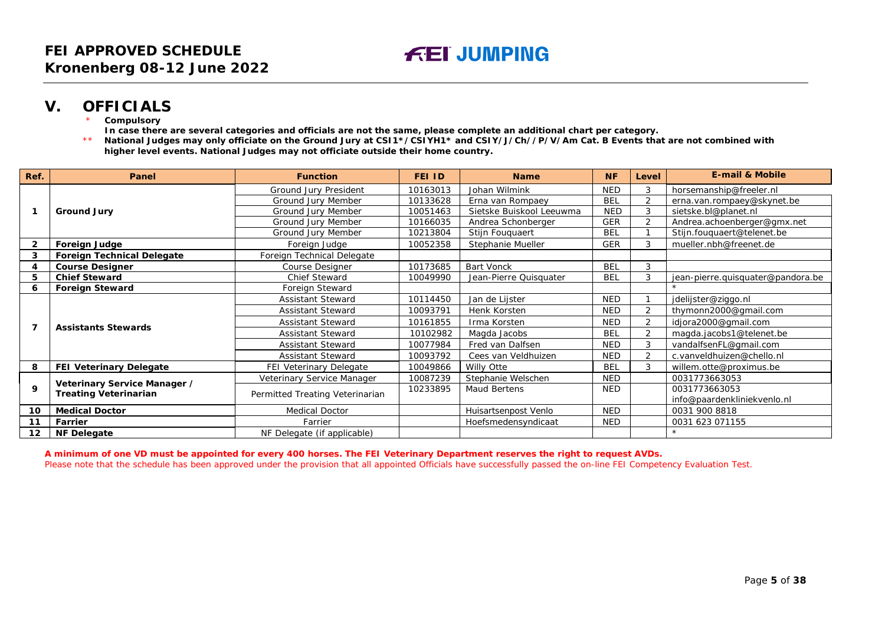## V. OFFICIALS

\* **Compulsory**

**In case there are several categories and officials are not the same, please complete an additional chart per category.**

\*\* **National Judges may only officiate on the Ground Jury at CSI1*/CSIYH1* and CSIY/J/Ch//P/V/Am Cat. B Events that are not combined with higher level events. National Judges may not officiate outside their home country.**

| Ref. | Panel | Function | FEI ID | Name | NF | Level | E-mail & Mobile |
|---|---|---|---|---|---|---|---|
| 1 | **Ground Jury** | Ground Jury President | 10163013 | Johan Wilmink | NED | 3 | horsemanship@freeler.nl |
| | | Ground Jury Member | 10133628 | Erna van Rompaey | BEL | 2 | erna.van.rompaey@skynet.be |
| | | Ground Jury Member | 10051463 | Sietske Buiskool Leeuwma | NED | 3 | sietske.bl@planet.nl |
| | | Ground Jury Member | 10166035 | Andrea Schonberger | GER | 2 | Andrea.achoenberger@gmx.net |
| | | Ground Jury Member | 10213804 | Stijn Fouquaert | BEL | 1 | Stijn.fouquaert@telenet.be |
| 2 | **Foreign Judge** | Foreign Judge | 10052358 | Stephanie Mueller | GER | 3 | mueller.nbh@freenet.de |
| 3 | **Foreign Technical Delegate** | Foreign Technical Delegate | | | | | |
| 4 | **Course Designer** | Course Designer | 10173685 | Bart Vonck | BEL | 3 | |
| 5 | **Chief Steward** | Chief Steward | 10049990 | Jean-Pierre Quisquater | BEL | 3 | jean-pierre.quisquater@pandora.be |
| 6 | **Foreign Steward** | Foreign Steward | | | | | * |
| 7 | **Assistants Stewards** | Assistant Steward | 10114450 | Jan de Lijster | NED | 1 | jdelijster@ziggo.nl |
| | | Assistant Steward | 10093791 | Henk Korsten | NED | 2 | thymonn2000@gmail.com |
| | | Assistant Steward | 10161855 | Irma Korsten | NED | 2 | idjora2000@gmail.com |
| | | Assistant Steward | 10102982 | Magda Jacobs | BEL | 2 | magda.jacobs1@telenet.be |
| | | Assistant Steward | 10077984 | Fred van Dalfsen | NED | 3 | vandalfsenFL@gmail.com |
| | | Assistant Steward | 10093792 | Cees van Veldhuizen | NED | 2 | c.vanveldhuizen@chello.nl |
| 8 | **FEI Veterinary Delegate** | FEI Veterinary Delegate | 10049866 | Willy Otte | BEL | 3 | willem.otte@proximus.be |
| 9 | **Veterinary Service Manager / Treating Veterinarian** | Veterinary Service Manager | 10087239 | Stephanie Welschen | NED | | 0031773663053 |
| | | Permitted Treating Veterinarian | 10233895 | Maud Bertens | NED | | 0031773663053 info@paardenkliniekvenlo.nl |
| 10 | **Medical Doctor** | Medical Doctor | | Huisartsenpost Venlo | NED | | 0031 900 8818 |
| 11 | **Farrier** | Farrier | | Hoefsmedensyndicaat | NED | | 0031 623 071155 |
| 12 | **NF Delegate** | NF Delegate (if applicable) | | | | | * |

**A minimum of one VD must be appointed for every 400 horses. The FEI Veterinary Department reserves the right to request AVDs.**

Please note that the schedule has been approved under the provision that all appointed Officials have successfully passed the on-line FEI Competency Evaluation Test.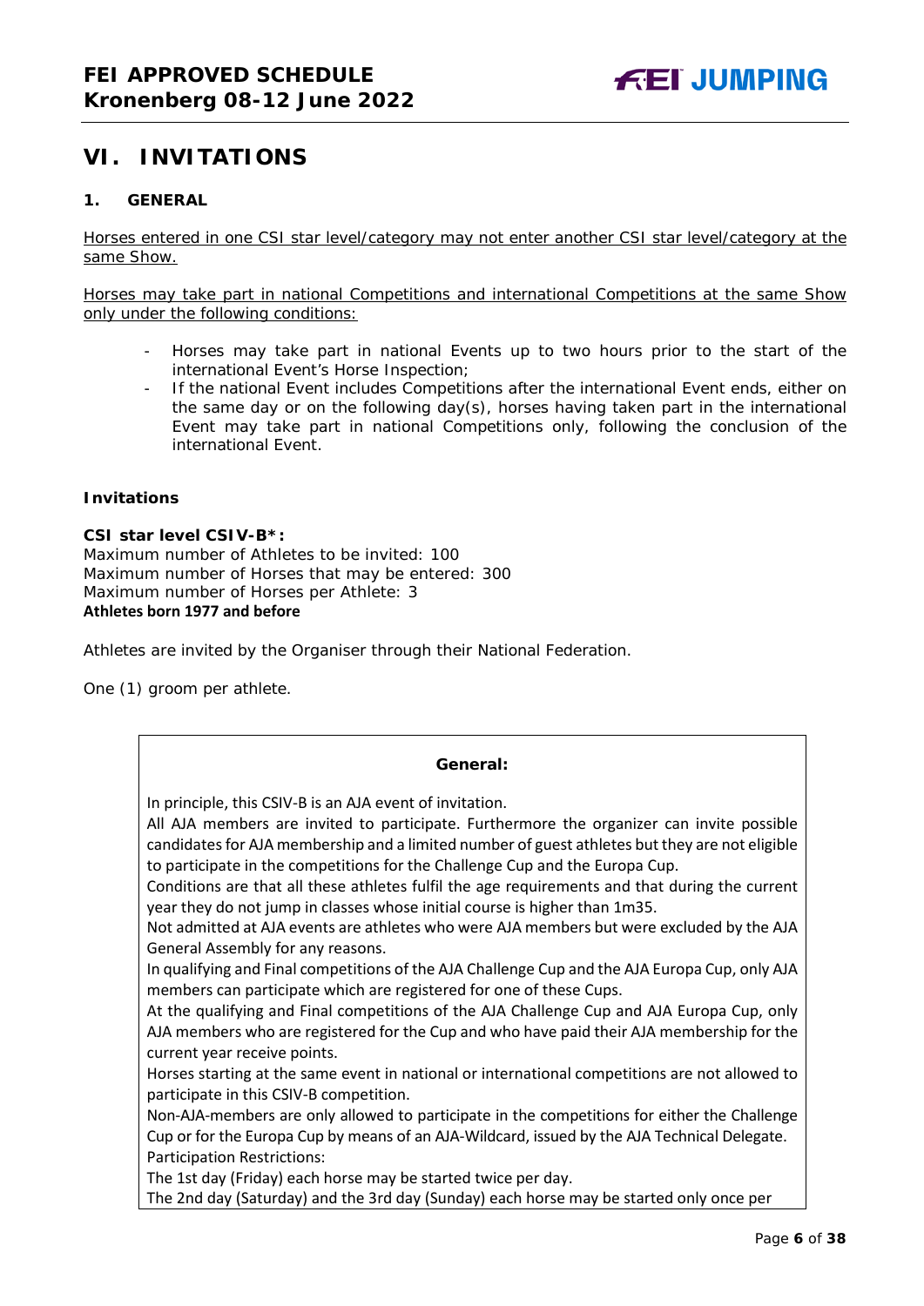## VI. INVITATIONS

### 1. GENERAL

Horses entered in one CSI star level/category may not enter another CSI star level/category at the same Show.

Horses may take part in national Competitions and international Competitions at the same Show only under the following conditions:

- Horses may take part in national Events up to two hours prior to the start of the international Event's Horse Inspection;
- If the national Event includes Competitions after the international Event ends, either on the same day or on the following day(s), horses having taken part in the international Event may take part in national Competitions only, following the conclusion of the international Event.

**Invitations**

**CSI star level CSIV-B*:**
Maximum number of Athletes to be invited: 100
Maximum number of Horses that may be entered: 300
Maximum number of Horses per Athlete: 3
**Athletes born 1977 and before**

Athletes are invited by the Organiser through their National Federation.

One (1) groom per athlete.

**General:**

In principle, this CSIV-B is an AJA event of invitation.
All AJA members are invited to participate. Furthermore the organizer can invite possible candidates for AJA membership and a limited number of guest athletes but they are not eligible to participate in the competitions for the Challenge Cup and the Europa Cup.
Conditions are that all these athletes fulfil the age requirements and that during the current year they do not jump in classes whose initial course is higher than 1m35.
Not admitted at AJA events are athletes who were AJA members but were excluded by the AJA General Assembly for any reasons.
In qualifying and Final competitions of the AJA Challenge Cup and the AJA Europa Cup, only AJA members can participate which are registered for one of these Cups.
At the qualifying and Final competitions of the AJA Challenge Cup and AJA Europa Cup, only AJA members who are registered for the Cup and who have paid their AJA membership for the current year receive points.
Horses starting at the same event in national or international competitions are not allowed to participate in this CSIV-B competition.
Non-AJA-members are only allowed to participate in the competitions for either the Challenge Cup or for the Europa Cup by means of an AJA-Wildcard, issued by the AJA Technical Delegate.
Participation Restrictions:
The 1st day (Friday) each horse may be started twice per day.
The 2nd day (Saturday) and the 3rd day (Sunday) each horse may be started only once per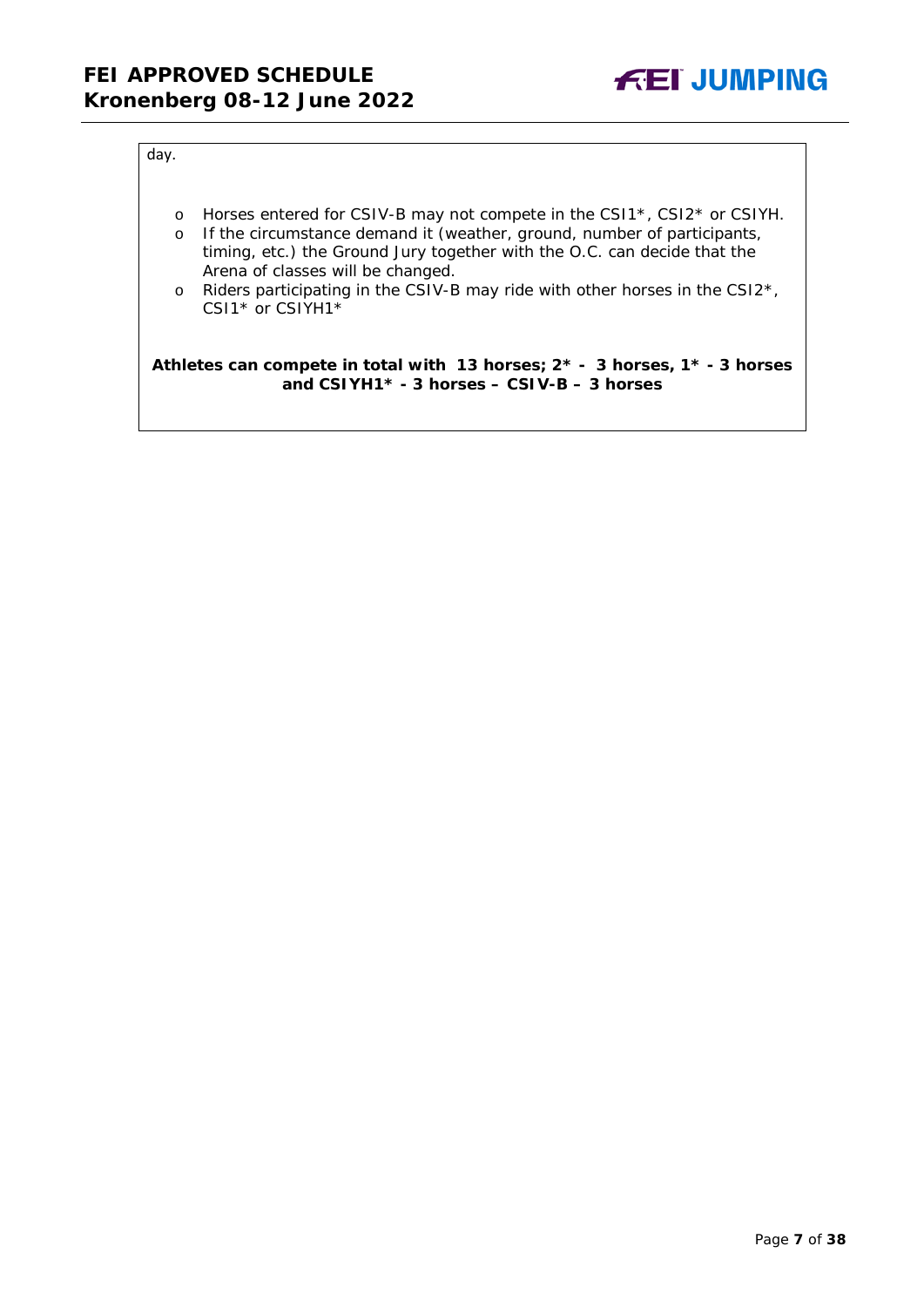day.

- Horses entered for CSIV-B may not compete in the CSI1*, CSI2* or CSIYH.
- If the circumstance demand it (weather, ground, number of participants, timing, etc.) the Ground Jury together with the O.C. can decide that the Arena of classes will be changed.
- Riders participating in the CSIV-B may ride with other horses in the CSI2*, CSI1* or CSIYH1*

**Athletes can compete in total with 13 horses; 2* - 3 horses, 1* - 3 horses and CSIYH1* - 3 horses – CSIV-B – 3 horses**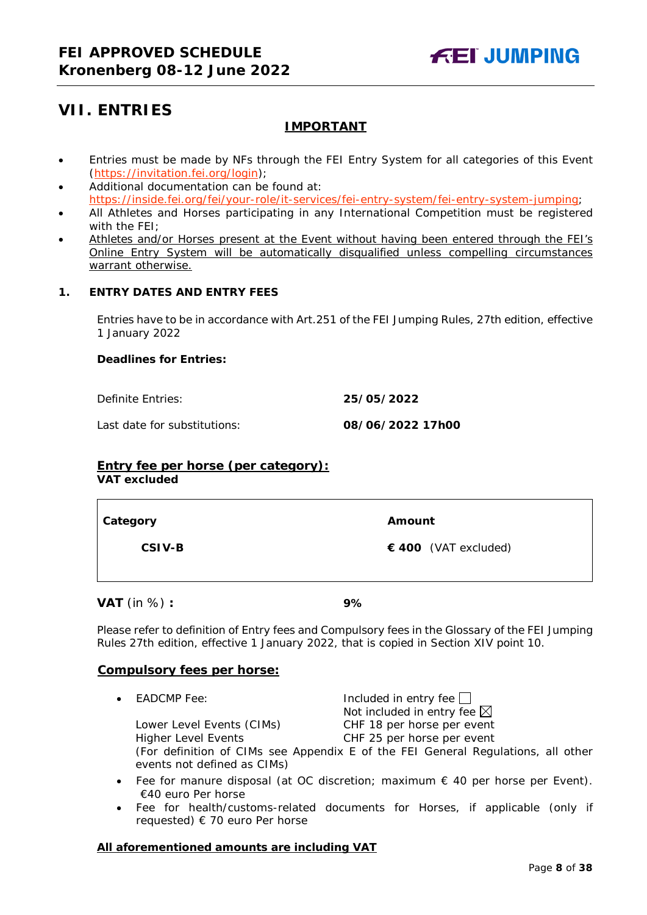# VII. ENTRIES

**IMPORTANT**

- Entries must be made by NFs through the FEI Entry System for all categories of this Event (https://invitation.fei.org/login);
- Additional documentation can be found at: https://inside.fei.org/fei/your-role/it-services/fei-entry-system/fei-entry-system-jumping;
- All Athletes and Horses participating in any International Competition must be registered with the FEI;
- Athletes and/or Horses present at the Event without having been entered through the FEI's Online Entry System will be automatically disqualified unless compelling circumstances warrant otherwise.

## 1. ENTRY DATES AND ENTRY FEES

Entries have to be in accordance with Art.251 of the FEI Jumping Rules, 27th edition, effective 1 January 2022

**Deadlines for Entries:**

| | |
|---|---|
| Definite Entries: | **25/05/2022** |
| Last date for substitutions: | **08/06/2022 17h00** |

**Entry fee per horse (per category):**
**VAT excluded**

| Category | Amount |
|---|---|
| **CSIV-B** | **€ 400** (VAT excluded) |

**VAT** (in %) **:** **9%**

Please refer to definition of Entry fees and Compulsory fees in the Glossary of the FEI Jumping Rules 27th edition, effective 1 January 2022, that is copied in Section XIV point 10.

**Compulsory fees per horse:**

- EADCMP Fee: Included in entry fee ☐ Not included in entry fee ☒
  Lower Level Events (CIMs) CHF 18 per horse per event
  Higher Level Events CHF 25 per horse per event
  (For definition of CIMs see Appendix E of the FEI General Regulations, all other events not defined as CIMs)
- Fee for manure disposal (at OC discretion; maximum € 40 per horse per Event). €40 euro Per horse
- Fee for health/customs-related documents for Horses, if applicable (only if requested) € 70 euro Per horse

**All aforementioned amounts are including VAT**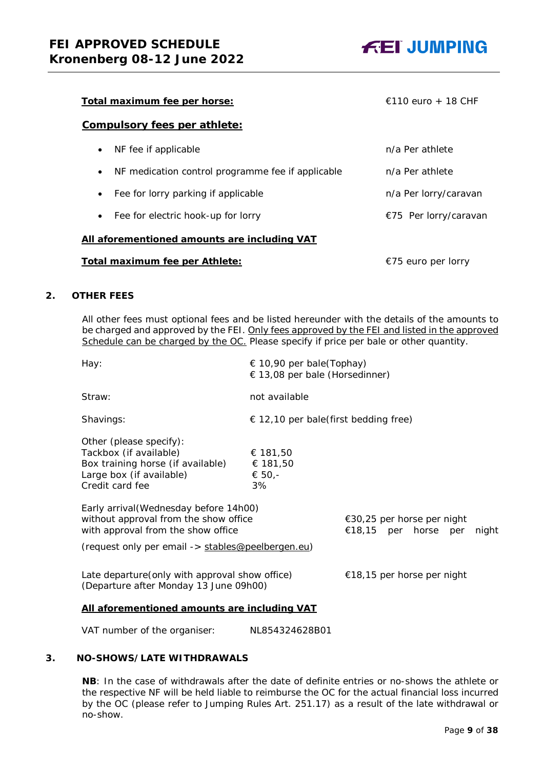**Total maximum fee per horse:** €110 euro + 18 CHF

**Compulsory fees per athlete:**

| | |
|---|---|
| • NF fee if applicable | n/a Per athlete |
| • NF medication control programme fee if applicable | n/a Per athlete |
| • Fee for lorry parking if applicable | n/a Per lorry/caravan |
| • Fee for electric hook-up for lorry | €75 Per lorry/caravan |

**All aforementioned amounts are including VAT**

**Total maximum fee per Athlete:** €75 euro per lorry

## 2. OTHER FEES

All other fees must optional fees and be listed hereunder with the details of the amounts to be charged and approved by the FEI. Only fees approved by the FEI and listed in the approved Schedule can be charged by the OC. Please specify if price per bale or other quantity.

| | |
|---|---|
| Hay: | € 10,90 per bale(Tophay)<br>€ 13,08 per bale (Horsedinner) |
| Straw: | not available |
| Shavings: | € 12,10 per bale(first bedding free) |
| Other (please specify):<br>Tackbox (if available)<br>Box training horse (if available)<br>Large box (if available)<br>Credit card fee | <br>€ 181,50<br>€ 181,50<br>€ 50,-<br>3% |

| | |
|---|---|
| Early arrival(Wednesday before 14h00)<br>without approval from the show office<br>with approval from the show office | <br>€30,25 per horse per night<br>€18,15 per horse per night |

(request only per email -> stables@peelbergen.eu)

| | |
|---|---|
| Late departure(only with approval show office)<br>(Departure after Monday 13 June 09h00) | €18,15 per horse per night |

**All aforementioned amounts are including VAT**

VAT number of the organiser: NL854324628B01

## 3. NO-SHOWS/LATE WITHDRAWALS

**NB**: In the case of withdrawals after the date of definite entries or no-shows the athlete or the respective NF will be held liable to reimburse the OC for the actual financial loss incurred by the OC (please refer to Jumping Rules Art. 251.17) as a result of the late withdrawal or no-show.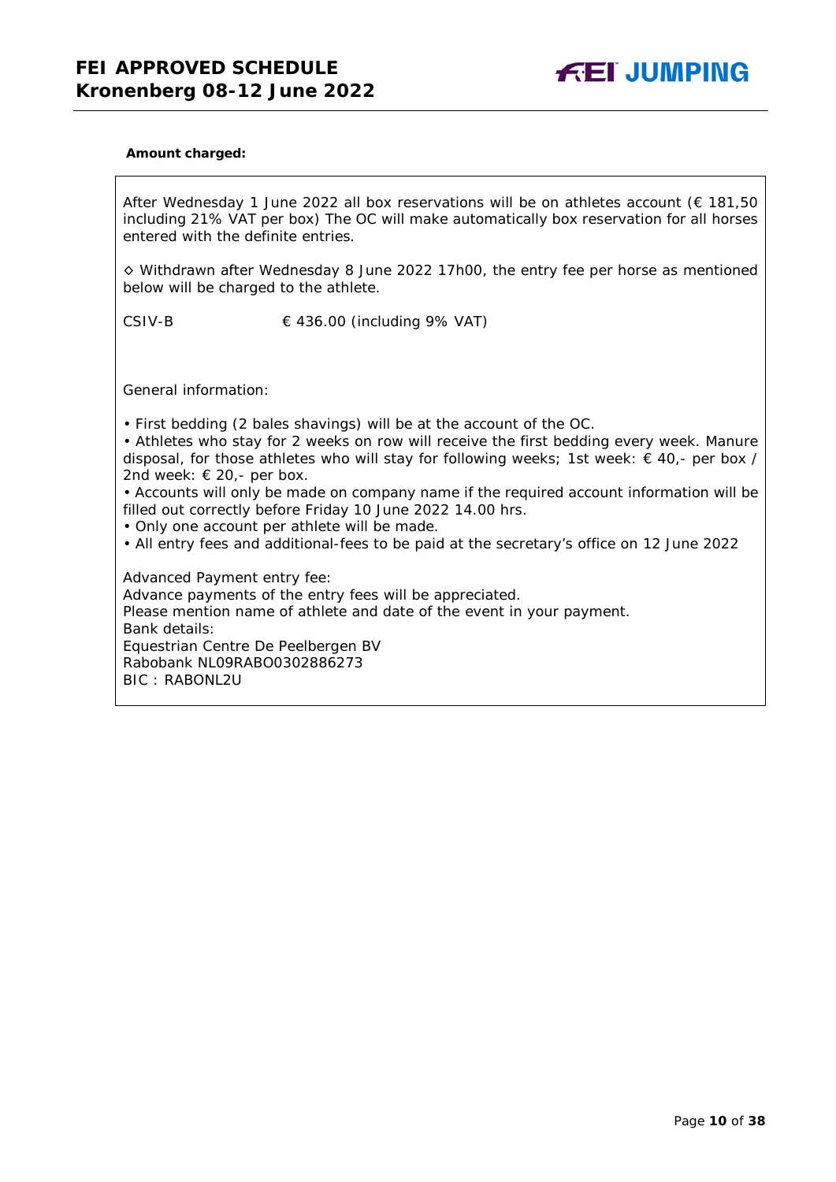**Amount charged:**

After Wednesday 1 June 2022 all box reservations will be on athletes account (€ 181,50 including 21% VAT per box) The OC will make automatically box reservation for all horses entered with the definite entries.

◇ Withdrawn after Wednesday 8 June 2022 17h00, the entry fee per horse as mentioned below will be charged to the athlete.

CSIV-B € 436.00 (including 9% VAT)

General information:

- First bedding (2 bales shavings) will be at the account of the OC.
- Athletes who stay for 2 weeks on row will receive the first bedding every week. Manure disposal, for those athletes who will stay for following weeks; 1st week: € 40,- per box / 2nd week: € 20,- per box.
- Accounts will only be made on company name if the required account information will be filled out correctly before Friday 10 June 2022 14.00 hrs.
- Only one account per athlete will be made.
- All entry fees and additional-fees to be paid at the secretary's office on 12 June 2022

Advanced Payment entry fee:
Advance payments of the entry fees will be appreciated.
Please mention name of athlete and date of the event in your payment.
Bank details:
Equestrian Centre De Peelbergen BV
Rabobank NL09RABO0302886273
BIC : RABONL2U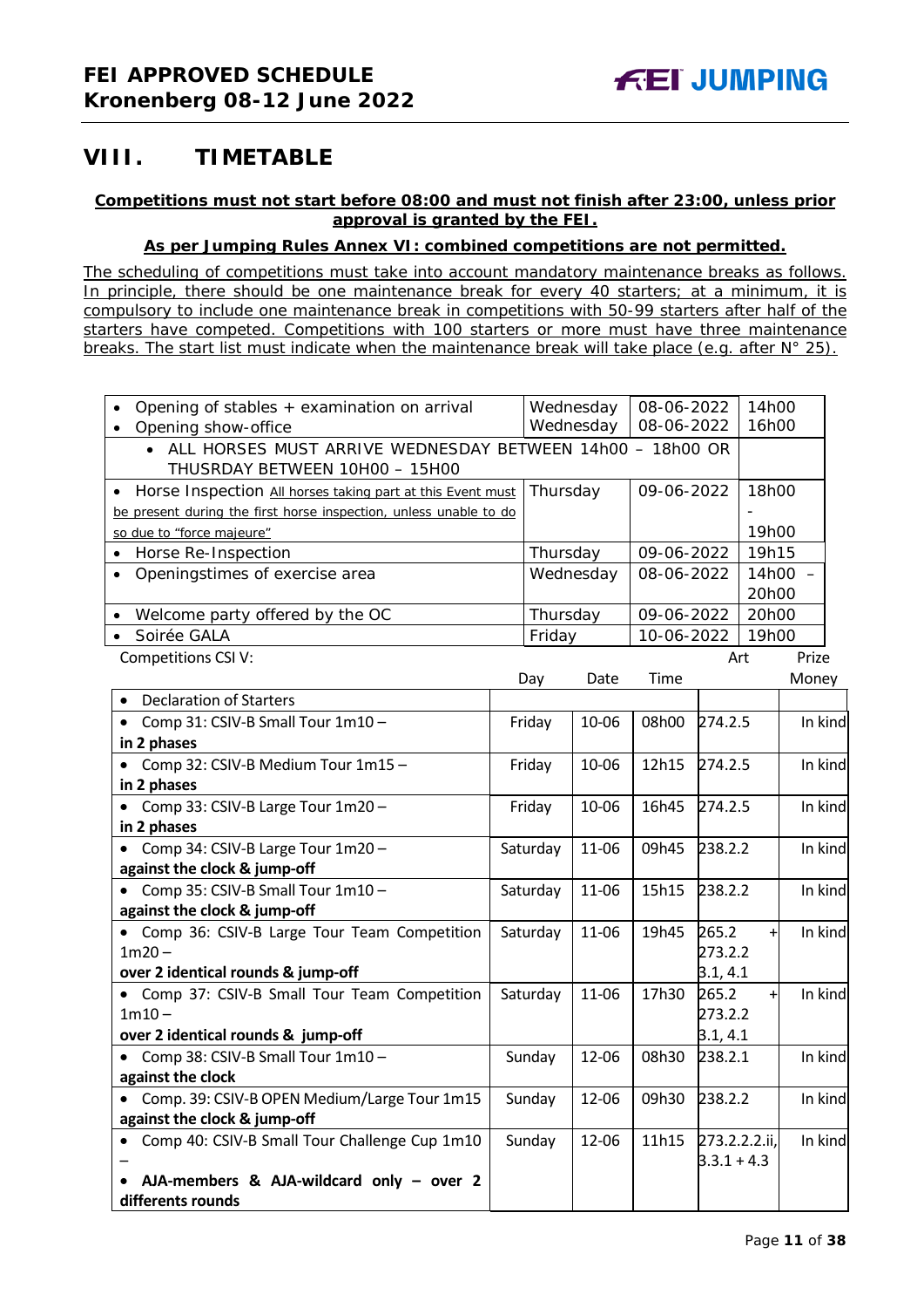## VIII. TIMETABLE

**Competitions must not start before 08:00 and must not finish after 23:00, unless prior approval is granted by the FEI.**

**As per Jumping Rules Annex VI: combined competitions are not permitted.**

The scheduling of competitions must take into account mandatory maintenance breaks as follows. In principle, there should be one maintenance break for every 40 starters; at a minimum, it is compulsory to include one maintenance break in competitions with 50-99 starters after half of the starters have competed. Competitions with 100 starters or more must have three maintenance breaks. The start list must indicate when the maintenance break will take place (e.g. after N° 25).

| | | | |
|---|---|---|---|
| • Opening of stables + examination on arrival<br>• Opening show-office | Wednesday<br>Wednesday | 08-06-2022<br>08-06-2022 | 14h00<br>16h00 |
| • ALL HORSES MUST ARRIVE WEDNESDAY BETWEEN 14h00 – 18h00 OR THUSRDAY BETWEEN 10H00 – 15H00 | | | |
| • Horse Inspection All horses taking part at this Event must be present during the first horse inspection, unless unable to do so due to "force majeure" | Thursday | 09-06-2022 | 18h00 - 19h00 |
| • Horse Re-Inspection | Thursday | 09-06-2022 | 19h15 |
| • Openingstimes of exercise area | Wednesday | 08-06-2022 | 14h00 – 20h00 |
| • Welcome party offered by the OC | Thursday | 09-06-2022 | 20h00 |
| • Soirée GALA | Friday | 10-06-2022 | 19h00 |

Competitions CSI V:

| | Day | Date | Time | Art | Prize Money |
|---|---|---|---|---|---|
| • Declaration of Starters | | | | | |
| • Comp 31: CSIV-B Small Tour 1m10 – **in 2 phases** | Friday | 10-06 | 08h00 | 274.2.5 | In kind |
| • Comp 32: CSIV-B Medium Tour 1m15 – **in 2 phases** | Friday | 10-06 | 12h15 | 274.2.5 | In kind |
| • Comp 33: CSIV-B Large Tour 1m20 – **in 2 phases** | Friday | 10-06 | 16h45 | 274.2.5 | In kind |
| • Comp 34: CSIV-B Large Tour 1m20 – **against the clock & jump-off** | Saturday | 11-06 | 09h45 | 238.2.2 | In kind |
| • Comp 35: CSIV-B Small Tour 1m10 – **against the clock & jump-off** | Saturday | 11-06 | 15h15 | 238.2.2 | In kind |
| • Comp 36: CSIV-B Large Tour Team Competition 1m20 – **over 2 identical rounds & jump-off** | Saturday | 11-06 | 19h45 | 265.2 + 273.2.2 3.1, 4.1 | In kind |
| • Comp 37: CSIV-B Small Tour Team Competition 1m10 – **over 2 identical rounds & jump-off** | Saturday | 11-06 | 17h30 | 265.2 + 273.2.2 3.1, 4.1 | In kind |
| • Comp 38: CSIV-B Small Tour 1m10 – **against the clock** | Sunday | 12-06 | 08h30 | 238.2.1 | In kind |
| • Comp. 39: CSIV-B OPEN Medium/Large Tour 1m15 **against the clock & jump-off** | Sunday | 12-06 | 09h30 | 238.2.2 | In kind |
| • Comp 40: CSIV-B Small Tour Challenge Cup 1m10 – • **AJA-members & AJA-wildcard only – over 2 differents rounds** | Sunday | 12-06 | 11h15 | 273.2.2.2.ii, 3.3.1 + 4.3 | In kind |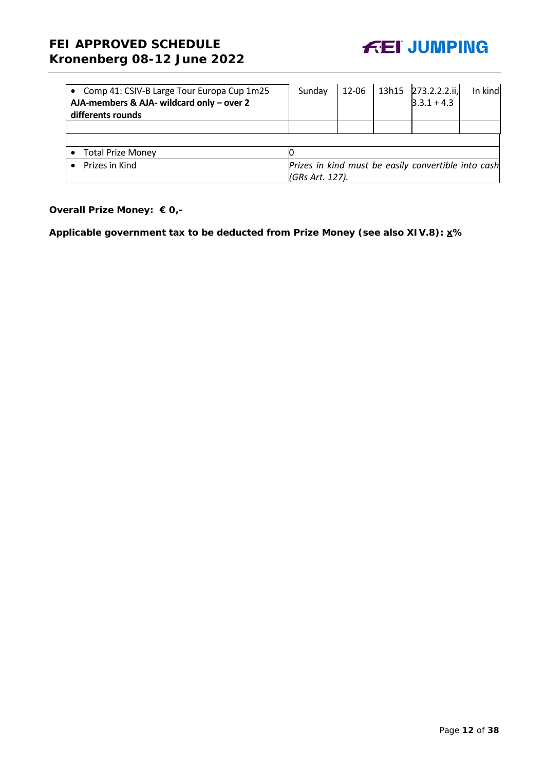| | | | | | |
|---|---|---|---|---|---|
| • Comp 41: CSIV-B Large Tour Europa Cup 1m25 **AJA-members & AJA- wildcard only – over 2 differents rounds** | Sunday | 12-06 | 13h15 | 273.2.2.2.ii, 3.3.1 + 4.3 | In kind |
| | | | | | |
| | | | | | |
| • Total Prize Money | 0 | | | | |
| • Prizes in Kind | *Prizes in kind must be easily convertible into cash (GRs Art. 127).* | | | | |

**Overall Prize Money: € 0,-**

**Applicable government tax to be deducted from Prize Money (see also XIV.8): x%**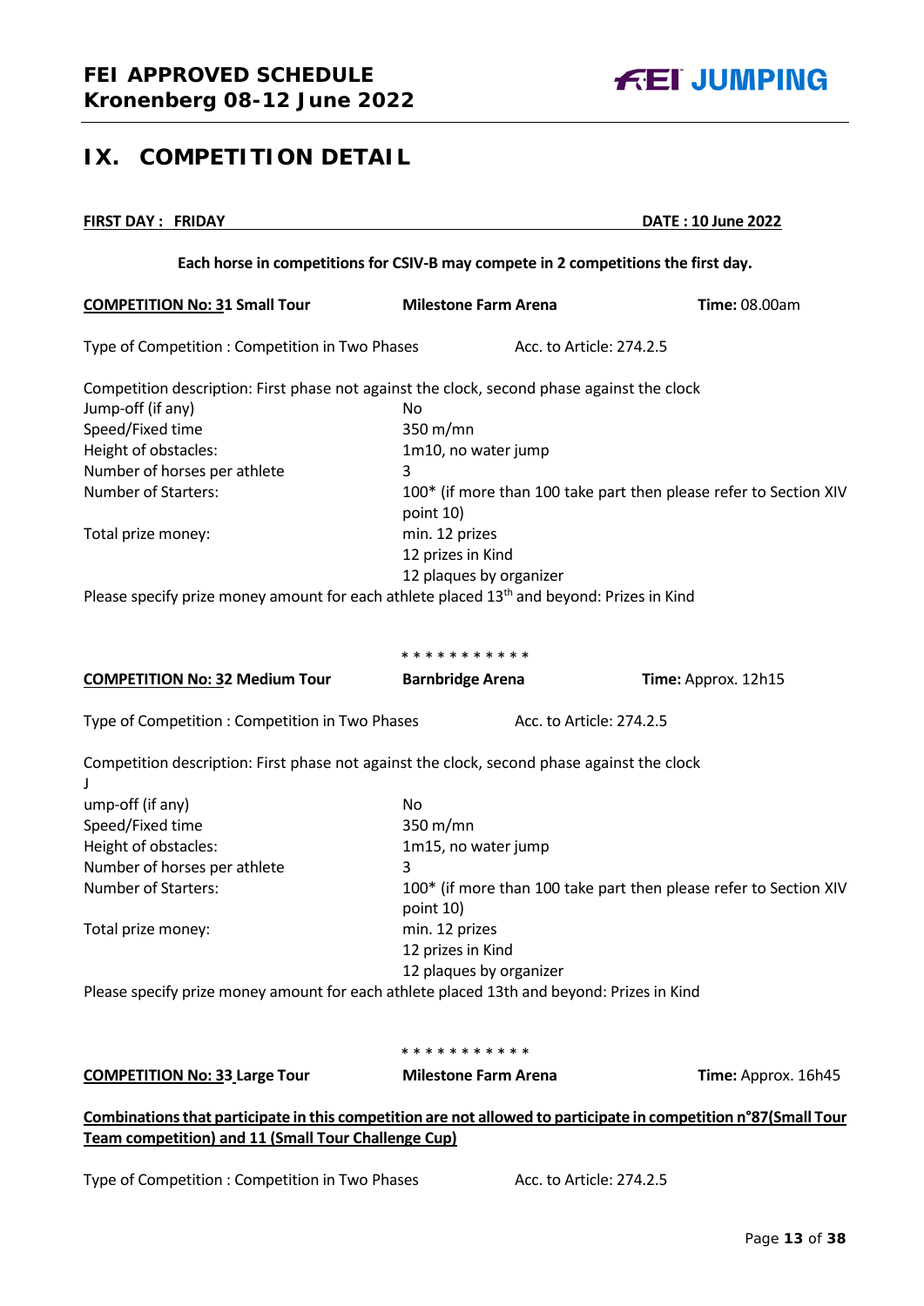# IX. COMPETITION DETAIL

**FIRST DAY : FRIDAY** **DATE : 10 June 2022**

**Each horse in competitions for CSIV-B may compete in 2 competitions the first day.**

**COMPETITION No: 31 Small Tour** | **Milestone Farm Arena** | **Time:** 08.00am

Type of Competition : Competition in Two Phases Acc. to Article: 274.2.5

Competition description: First phase not against the clock, second phase against the clock

| | |
|---|---|
| Jump-off (if any) | No |
| Speed/Fixed time | 350 m/mn |
| Height of obstacles: | 1m10, no water jump |
| Number of horses per athlete | 3 |
| Number of Starters: | 100* (if more than 100 take part then please refer to Section XIV point 10) |
| Total prize money: | min. 12 prizes<br>12 prizes in Kind<br>12 plaques by organizer |

Please specify prize money amount for each athlete placed 13th and beyond: Prizes in Kind

* * * * * * * * * * *

**COMPETITION No: 32 Medium Tour** | **Barnbridge Arena** | **Time:** Approx. 12h15

Type of Competition : Competition in Two Phases Acc. to Article: 274.2.5

Competition description: First phase not against the clock, second phase against the clock

| | |
|---|---|
| Jump-off (if any) | No |
| Speed/Fixed time | 350 m/mn |
| Height of obstacles: | 1m15, no water jump |
| Number of horses per athlete | 3 |
| Number of Starters: | 100* (if more than 100 take part then please refer to Section XIV point 10) |
| Total prize money: | min. 12 prizes<br>12 prizes in Kind<br>12 plaques by organizer |

Please specify prize money amount for each athlete placed 13th and beyond: Prizes in Kind

* * * * * * * * * * *

**COMPETITION No: 33 Large Tour** | **Milestone Farm Arena** | **Time:** Approx. 16h45

**Combinations that participate in this competition are not allowed to participate in competition n°87(Small Tour Team competition) and 11 (Small Tour Challenge Cup)**

Type of Competition : Competition in Two Phases Acc. to Article: 274.2.5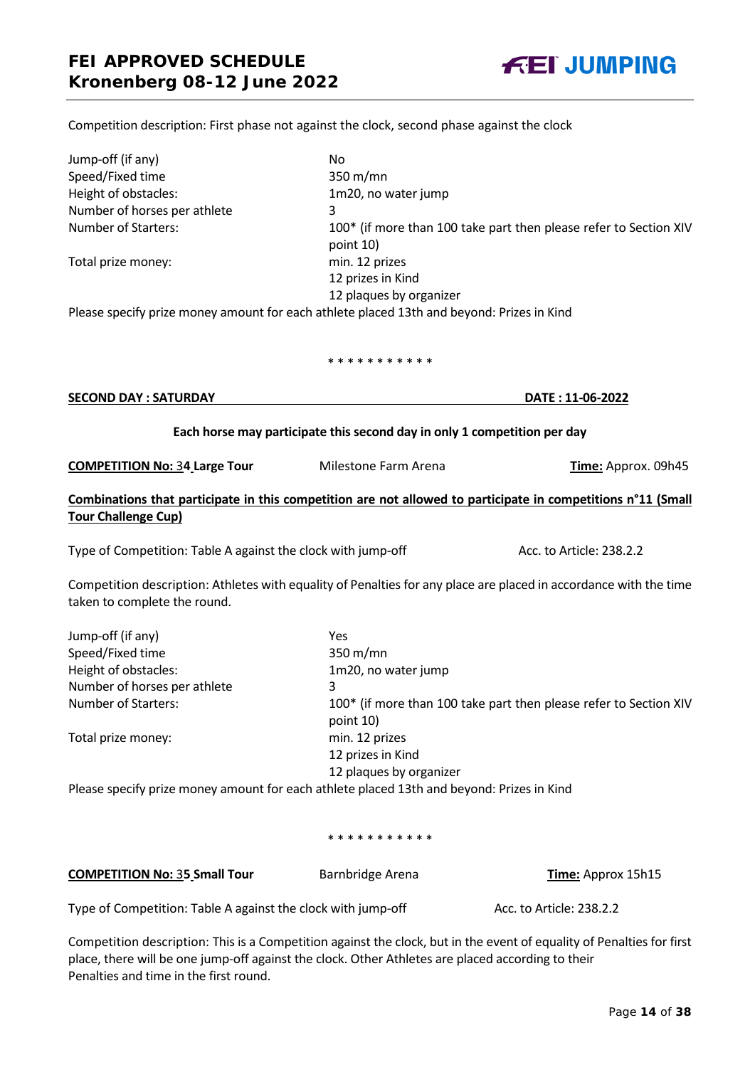Competition description: First phase not against the clock, second phase against the clock

| | |
|---|---|
| Jump-off (if any) | No |
| Speed/Fixed time | 350 m/mn |
| Height of obstacles: | 1m20, no water jump |
| Number of horses per athlete | 3 |
| Number of Starters: | 100* (if more than 100 take part then please refer to Section XIV point 10) |
| Total prize money: | min. 12 prizes<br>12 prizes in Kind<br>12 plaques by organizer |

Please specify prize money amount for each athlete placed 13th and beyond: Prizes in Kind

\* * * * * * * * * * *

**SECOND DAY : SATURDAY** **DATE : 11-06-2022**

**Each horse may participate this second day in only 1 competition per day**

**COMPETITION No: 34 Large Tour** Milestone Farm Arena **Time:** Approx. 09h45

**Combinations that participate in this competition are not allowed to participate in competitions n°11 (Small Tour Challenge Cup)**

Type of Competition: Table A against the clock with jump-off Acc. to Article: 238.2.2

Competition description: Athletes with equality of Penalties for any place are placed in accordance with the time taken to complete the round.

| | |
|---|---|
| Jump-off (if any) | Yes |
| Speed/Fixed time | 350 m/mn |
| Height of obstacles: | 1m20, no water jump |
| Number of horses per athlete | 3 |
| Number of Starters: | 100* (if more than 100 take part then please refer to Section XIV point 10) |
| Total prize money: | min. 12 prizes<br>12 prizes in Kind<br>12 plaques by organizer |

Please specify prize money amount for each athlete placed 13th and beyond: Prizes in Kind

\* * * * * * * * * * *

**COMPETITION No: 35 Small Tour** Barnbridge Arena **Time:** Approx 15h15

Type of Competition: Table A against the clock with jump-off Acc. to Article: 238.2.2

Competition description: This is a Competition against the clock, but in the event of equality of Penalties for first place, there will be one jump-off against the clock. Other Athletes are placed according to their Penalties and time in the first round.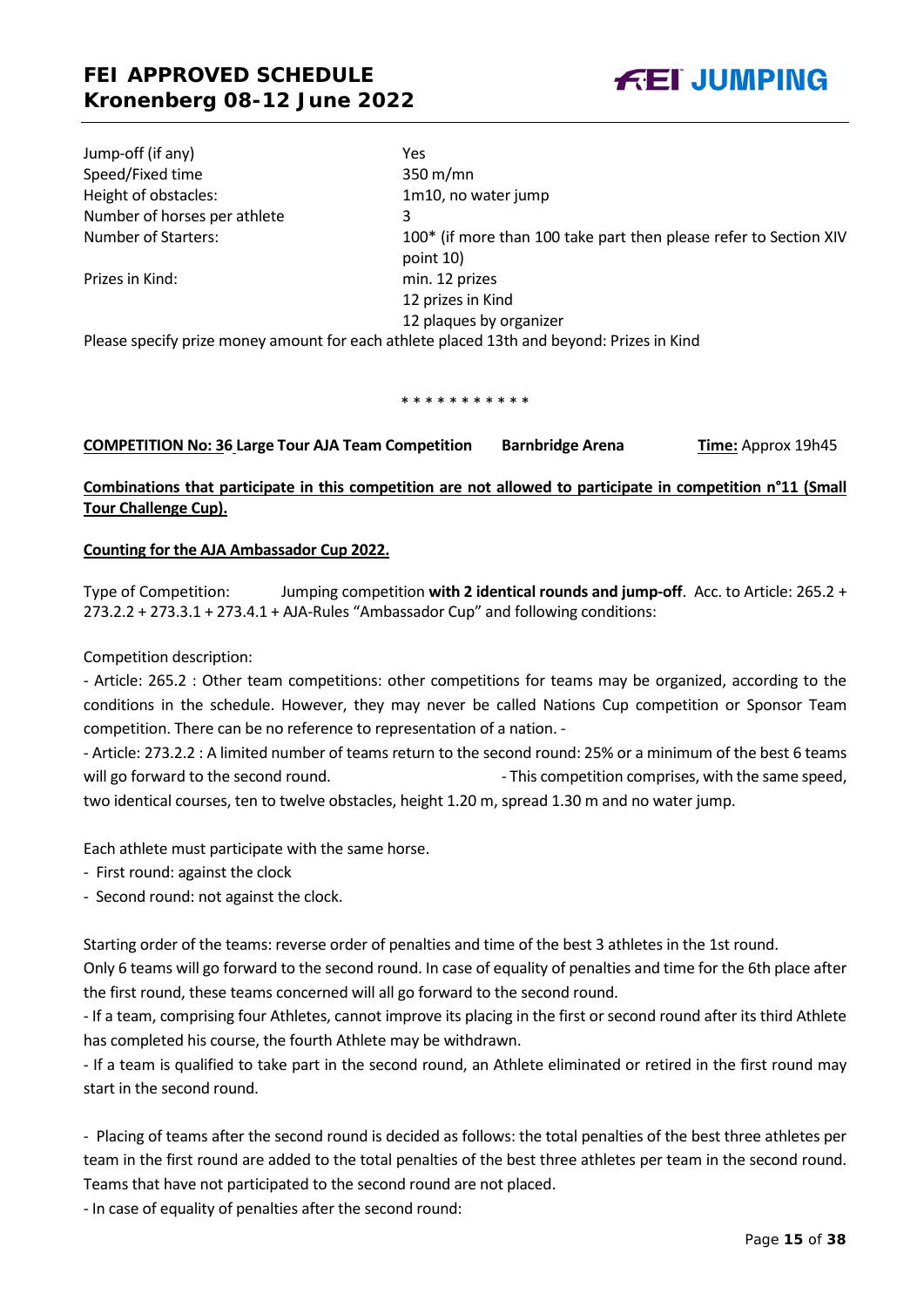| | |
|---|---|
| Jump-off (if any) | Yes |
| Speed/Fixed time | 350 m/mn |
| Height of obstacles: | 1m10, no water jump |
| Number of horses per athlete | 3 |
| Number of Starters: | 100* (if more than 100 take part then please refer to Section XIV point 10) |
| Prizes in Kind: | min. 12 prizes<br>12 prizes in Kind<br>12 plaques by organizer |

Please specify prize money amount for each athlete placed 13th and beyond: Prizes in Kind

\* \* \* \* \* \* \* \* \* \* \*

**COMPETITION No: 36 Large Tour AJA Team Competition** **Barnbridge Arena** **Time:** Approx 19h45

**Combinations that participate in this competition are not allowed to participate in competition n°11 (Small Tour Challenge Cup).**

**Counting for the AJA Ambassador Cup 2022.**

Type of Competition: Jumping competition **with 2 identical rounds and jump-off**. Acc. to Article: 265.2 + 273.2.2 + 273.3.1 + 273.4.1 + AJA-Rules "Ambassador Cup" and following conditions:

Competition description:

- Article: 265.2 : Other team competitions: other competitions for teams may be organized, according to the conditions in the schedule. However, they may never be called Nations Cup competition or Sponsor Team competition. There can be no reference to representation of a nation. -
- Article: 273.2.2 : A limited number of teams return to the second round: 25% or a minimum of the best 6 teams will go forward to the second round. - This competition comprises, with the same speed, two identical courses, ten to twelve obstacles, height 1.20 m, spread 1.30 m and no water jump.

Each athlete must participate with the same horse.

- First round: against the clock
- Second round: not against the clock.

Starting order of the teams: reverse order of penalties and time of the best 3 athletes in the 1st round.

Only 6 teams will go forward to the second round. In case of equality of penalties and time for the 6th place after the first round, these teams concerned will all go forward to the second round.

- If a team, comprising four Athletes, cannot improve its placing in the first or second round after its third Athlete has completed his course, the fourth Athlete may be withdrawn.
- If a team is qualified to take part in the second round, an Athlete eliminated or retired in the first round may start in the second round.

- Placing of teams after the second round is decided as follows: the total penalties of the best three athletes per team in the first round are added to the total penalties of the best three athletes per team in the second round. Teams that have not participated to the second round are not placed.
- In case of equality of penalties after the second round: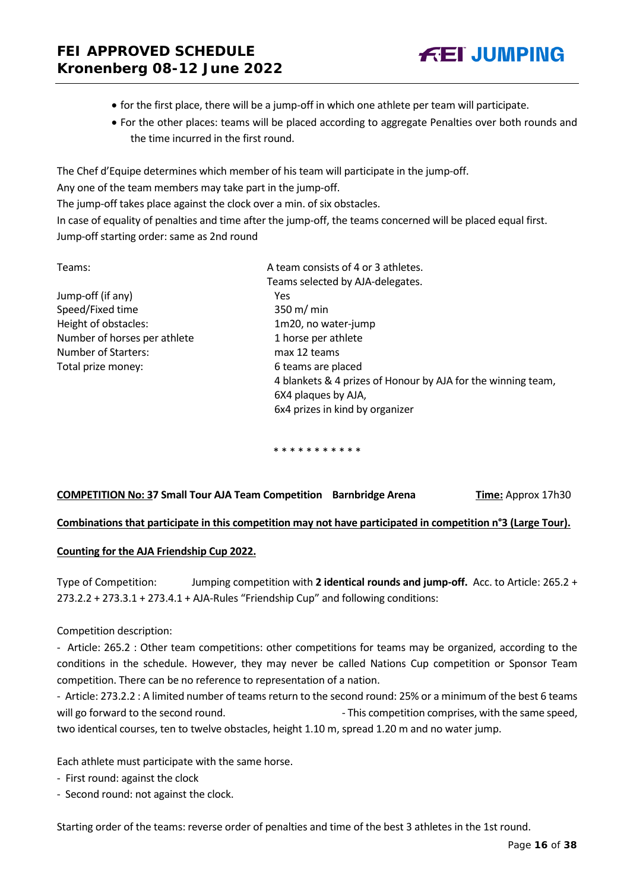- for the first place, there will be a jump-off in which one athlete per team will participate.
- For the other places: teams will be placed according to aggregate Penalties over both rounds and the time incurred in the first round.

The Chef d'Equipe determines which member of his team will participate in the jump-off.
Any one of the team members may take part in the jump-off.
The jump-off takes place against the clock over a min. of six obstacles.
In case of equality of penalties and time after the jump-off, the teams concerned will be placed equal first.
Jump-off starting order: same as 2nd round

| | |
|---|---|
| Teams: | A team consists of 4 or 3 athletes. Teams selected by AJA-delegates. |
| Jump-off (if any) | Yes |
| Speed/Fixed time | 350 m/ min |
| Height of obstacles: | 1m20, no water-jump |
| Number of horses per athlete | 1 horse per athlete |
| Number of Starters: | max 12 teams |
| Total prize money: | 6 teams are placed<br>4 blankets & 4 prizes of Honour by AJA for the winning team,<br>6X4 plaques by AJA,<br>6x4 prizes in kind by organizer |

\* \* \* \* \* \* \* \* \* \* \*

**<u>COMPETITION No: 37</u> Small Tour AJA Team Competition Barnbridge Arena** **<u>Time:</u>** Approx 17h30

**<u>Combinations that participate in this competition may not have participated in competition n°3 (Large Tour).</u>**

**<u>Counting for the AJA Friendship Cup 2022.</u>**

Type of Competition: Jumping competition with **2 identical rounds and jump-off.** Acc. to Article: 265.2 + 273.2.2 + 273.3.1 + 273.4.1 + AJA-Rules "Friendship Cup" and following conditions:

Competition description:

- Article: 265.2 : Other team competitions: other competitions for teams may be organized, according to the conditions in the schedule. However, they may never be called Nations Cup competition or Sponsor Team competition. There can be no reference to representation of a nation.
- Article: 273.2.2 : A limited number of teams return to the second round: 25% or a minimum of the best 6 teams will go forward to the second round.
- This competition comprises, with the same speed, two identical courses, ten to twelve obstacles, height 1.10 m, spread 1.20 m and no water jump.

Each athlete must participate with the same horse.

- First round: against the clock
- Second round: not against the clock.

Starting order of the teams: reverse order of penalties and time of the best 3 athletes in the 1st round.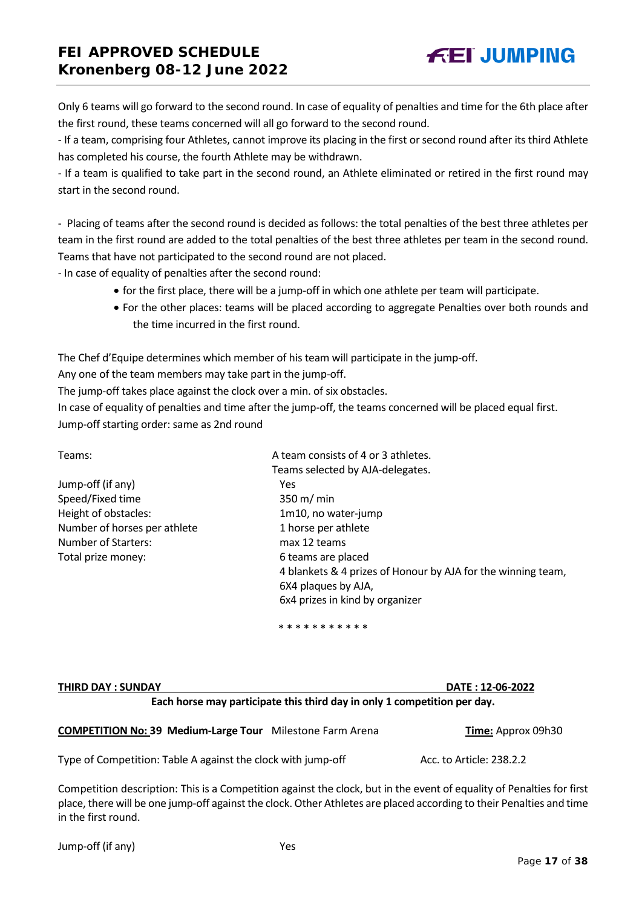Only 6 teams will go forward to the second round. In case of equality of penalties and time for the 6th place after the first round, these teams concerned will all go forward to the second round.

- If a team, comprising four Athletes, cannot improve its placing in the first or second round after its third Athlete has completed his course, the fourth Athlete may be withdrawn.
- If a team is qualified to take part in the second round, an Athlete eliminated or retired in the first round may start in the second round.

- Placing of teams after the second round is decided as follows: the total penalties of the best three athletes per team in the first round are added to the total penalties of the best three athletes per team in the second round. Teams that have not participated to the second round are not placed.
- In case of equality of penalties after the second round:
  - for the first place, there will be a jump-off in which one athlete per team will participate.
  - For the other places: teams will be placed according to aggregate Penalties over both rounds and the time incurred in the first round.

The Chef d'Equipe determines which member of his team will participate in the jump-off.
Any one of the team members may take part in the jump-off.
The jump-off takes place against the clock over a min. of six obstacles.
In case of equality of penalties and time after the jump-off, the teams concerned will be placed equal first.
Jump-off starting order: same as 2nd round

| | |
|---|---|
| Teams: | A team consists of 4 or 3 athletes.<br>Teams selected by AJA-delegates. |
| Jump-off (if any) | Yes |
| Speed/Fixed time | 350 m/ min |
| Height of obstacles: | 1m10, no water-jump |
| Number of horses per athlete | 1 horse per athlete |
| Number of Starters: | max 12 teams |
| Total prize money: | 6 teams are placed<br>4 blankets & 4 prizes of Honour by AJA for the winning team,<br>6X4 plaques by AJA,<br>6x4 prizes in kind by organizer |

* * * * * * * * * * *

**THIRD DAY : SUNDAY** **DATE : 12-06-2022**

**Each horse may participate this third day in only 1 competition per day.**

**COMPETITION No: 39 Medium-Large Tour** Milestone Farm Arena **Time:** Approx 09h30

Type of Competition: Table A against the clock with jump-off Acc. to Article: 238.2.2

Competition description: This is a Competition against the clock, but in the event of equality of Penalties for first place, there will be one jump-off against the clock. Other Athletes are placed according to their Penalties and time in the first round.

Jump-off (if any) Yes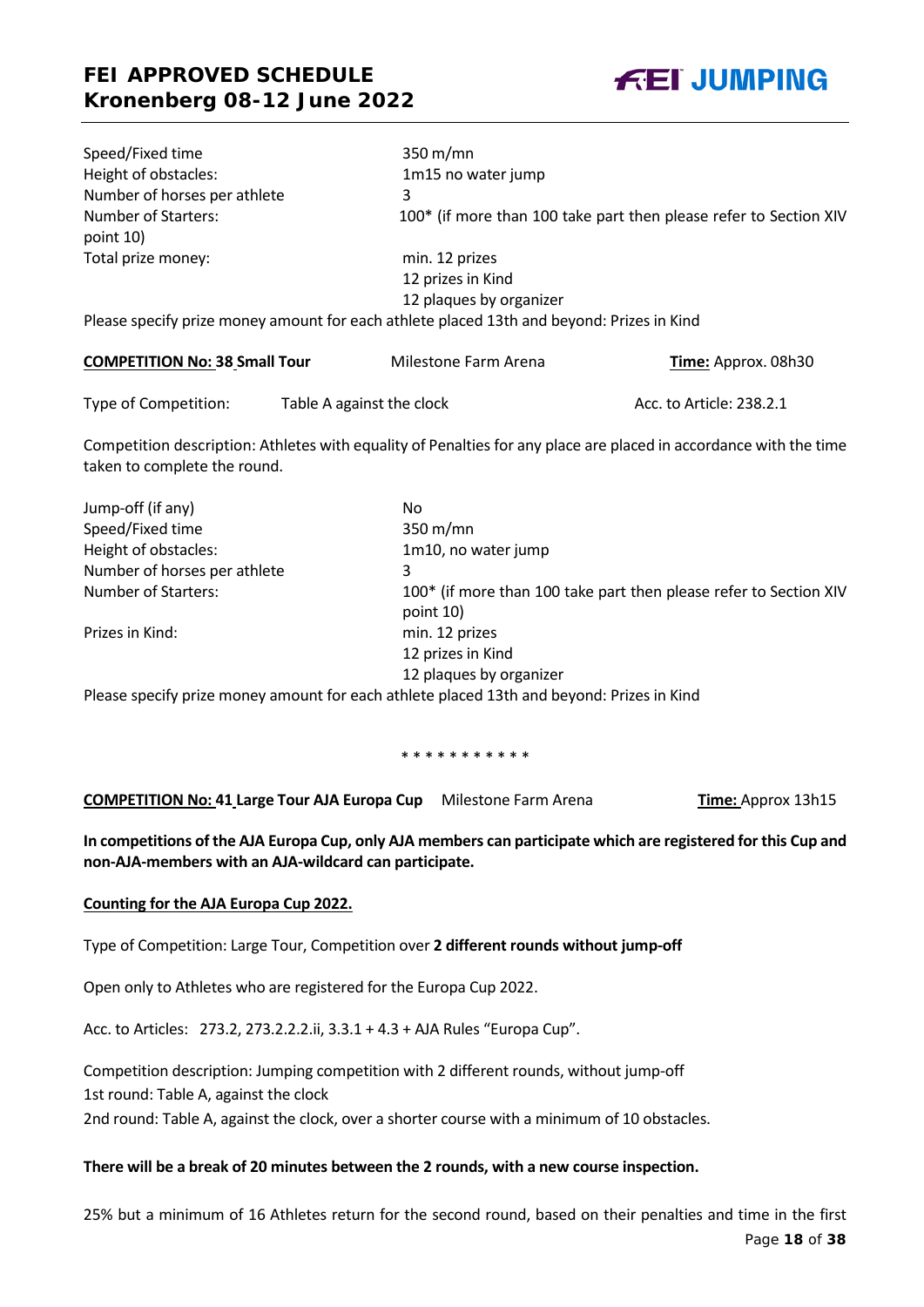| | |
|---|---|
| Speed/Fixed time | 350 m/mn |
| Height of obstacles: | 1m15 no water jump |
| Number of horses per athlete | 3 |
| Number of Starters: | 100* (if more than 100 take part then please refer to Section XIV point 10) |
| Total prize money: | min. 12 prizes<br>12 prizes in Kind<br>12 plaques by organizer |

Please specify prize money amount for each athlete placed 13th and beyond: Prizes in Kind

**COMPETITION No: 38 Small Tour** Milestone Farm Arena **Time:** Approx. 08h30

Type of Competition: Table A against the clock Acc. to Article: 238.2.1

Competition description: Athletes with equality of Penalties for any place are placed in accordance with the time taken to complete the round.

| | |
|---|---|
| Jump-off (if any) | No |
| Speed/Fixed time | 350 m/mn |
| Height of obstacles: | 1m10, no water jump |
| Number of horses per athlete | 3 |
| Number of Starters: | 100* (if more than 100 take part then please refer to Section XIV point 10) |
| Prizes in Kind: | min. 12 prizes<br>12 prizes in Kind<br>12 plaques by organizer |

Please specify prize money amount for each athlete placed 13th and beyond: Prizes in Kind

* * * * * * * * * * *

**COMPETITION No: 41 Large Tour AJA Europa Cup** Milestone Farm Arena **Time:** Approx 13h15

**In competitions of the AJA Europa Cup, only AJA members can participate which are registered for this Cup and non-AJA-members with an AJA-wildcard can participate.**

**Counting for the AJA Europa Cup 2022.**

Type of Competition: Large Tour, Competition over **2 different rounds without jump-off**

Open only to Athletes who are registered for the Europa Cup 2022.

Acc. to Articles: 273.2, 273.2.2.2.ii, 3.3.1 + 4.3 + AJA Rules "Europa Cup".

Competition description: Jumping competition with 2 different rounds, without jump-off
1st round: Table A, against the clock
2nd round: Table A, against the clock, over a shorter course with a minimum of 10 obstacles.

**There will be a break of 20 minutes between the 2 rounds, with a new course inspection.**

25% but a minimum of 16 Athletes return for the second round, based on their penalties and time in the first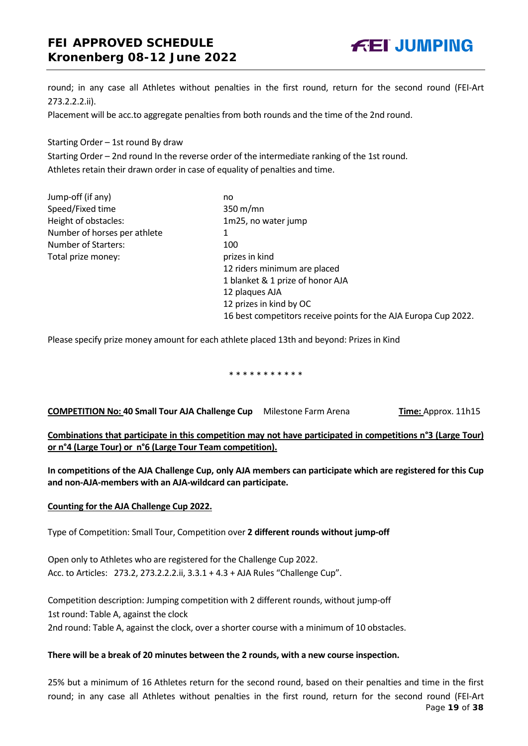round; in any case all Athletes without penalties in the first round, return for the second round (FEI-Art 273.2.2.2.ii).

Placement will be acc.to aggregate penalties from both rounds and the time of the 2nd round.

Starting Order – 1st round By draw

Starting Order – 2nd round In the reverse order of the intermediate ranking of the 1st round.

Athletes retain their drawn order in case of equality of penalties and time.

| | |
|---|---|
| Jump-off (if any) | no |
| Speed/Fixed time | 350 m/mn |
| Height of obstacles: | 1m25, no water jump |
| Number of horses per athlete | 1 |
| Number of Starters: | 100 |
| Total prize money: | prizes in kind<br>12 riders minimum are placed<br>1 blanket & 1 prize of honor AJA<br>12 plaques AJA<br>12 prizes in kind by OC<br>16 best competitors receive points for the AJA Europa Cup 2022. |

Please specify prize money amount for each athlete placed 13th and beyond: Prizes in Kind

* * * * * * * * * * *

**COMPETITION No: 40 Small Tour AJA Challenge Cup** Milestone Farm Arena **Time:** Approx. 11h15

**Combinations that participate in this competition may not have participated in competitions n°3 (Large Tour) or n°4 (Large Tour) or n°6 (Large Tour Team competition).**

**In competitions of the AJA Challenge Cup, only AJA members can participate which are registered for this Cup and non-AJA-members with an AJA-wildcard can participate.**

**Counting for the AJA Challenge Cup 2022.**

Type of Competition: Small Tour, Competition over **2 different rounds without jump-off**

Open only to Athletes who are registered for the Challenge Cup 2022.

Acc. to Articles: 273.2, 273.2.2.2.ii, 3.3.1 + 4.3 + AJA Rules "Challenge Cup".

Competition description: Jumping competition with 2 different rounds, without jump-off

1st round: Table A, against the clock

2nd round: Table A, against the clock, over a shorter course with a minimum of 10 obstacles.

**There will be a break of 20 minutes between the 2 rounds, with a new course inspection.**

25% but a minimum of 16 Athletes return for the second round, based on their penalties and time in the first round; in any case all Athletes without penalties in the first round, return for the second round (FEI-Art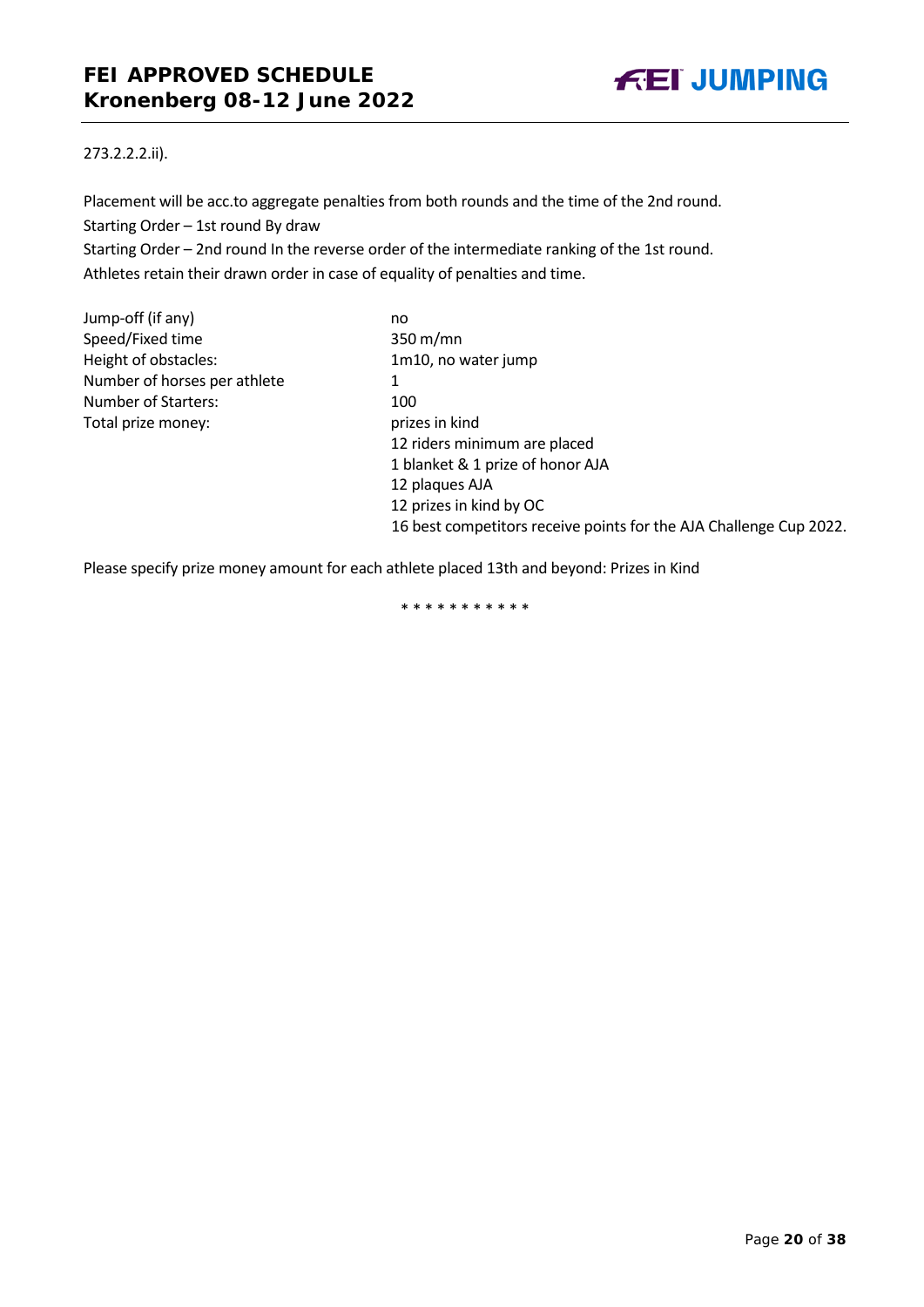273.2.2.2.ii).

Placement will be acc.to aggregate penalties from both rounds and the time of the 2nd round.

Starting Order – 1st round By draw

Starting Order – 2nd round In the reverse order of the intermediate ranking of the 1st round.

Athletes retain their drawn order in case of equality of penalties and time.

| | |
|---|---|
| Jump-off (if any) | no |
| Speed/Fixed time | 350 m/mn |
| Height of obstacles: | 1m10, no water jump |
| Number of horses per athlete | 1 |
| Number of Starters: | 100 |
| Total prize money: | prizes in kind<br>12 riders minimum are placed<br>1 blanket & 1 prize of honor AJA<br>12 plaques AJA<br>12 prizes in kind by OC<br>16 best competitors receive points for the AJA Challenge Cup 2022. |

Please specify prize money amount for each athlete placed 13th and beyond: Prizes in Kind

* * * * * * * * * * *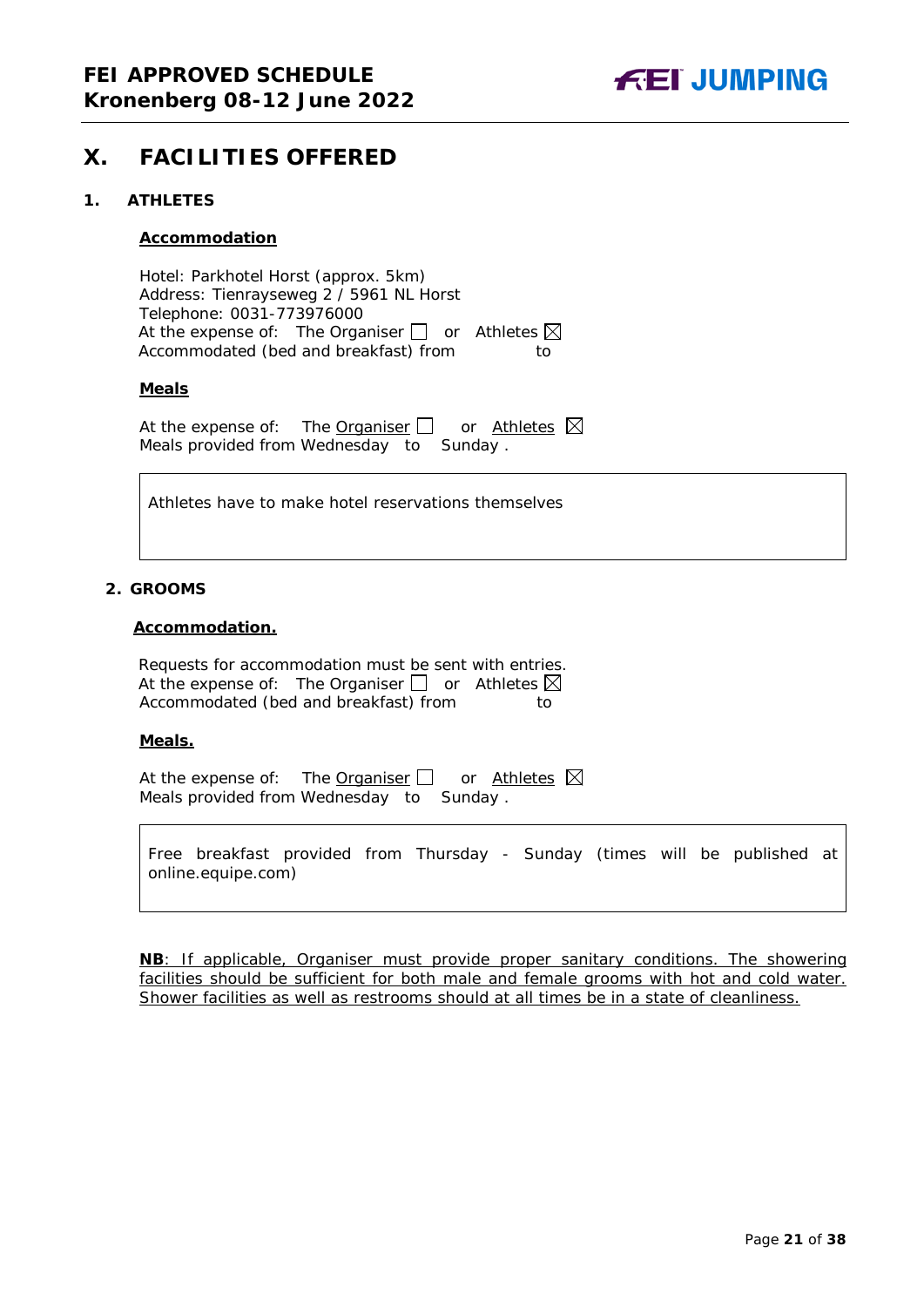# X. FACILITIES OFFERED

## 1. ATHLETES

**Accommodation**

Hotel: Parkhotel Horst (approx. 5km)
Address: Tienrayseweg 2 / 5961 NL Horst
Telephone: 0031-773976000
At the expense of: The Organiser ☐ or Athletes ☒
Accommodated (bed and breakfast) from to

**Meals**

At the expense of: The Organiser ☐ or Athletes ☒
Meals provided from Wednesday to Sunday .

| Athletes have to make hotel reservations themselves |
|---|

## 2. GROOMS

**Accommodation.**

Requests for accommodation must be sent with entries.
At the expense of: The Organiser ☐ or Athletes ☒
Accommodated (bed and breakfast) from to

**Meals.**

At the expense of: The Organiser ☐ or Athletes ☒
Meals provided from Wednesday to Sunday .

| Free breakfast provided from Thursday - Sunday (times will be published at online.equipe.com) |
|---|

**NB**: If applicable, Organiser must provide proper sanitary conditions. The showering facilities should be sufficient for both male and female grooms with hot and cold water. Shower facilities as well as restrooms should at all times be in a state of cleanliness.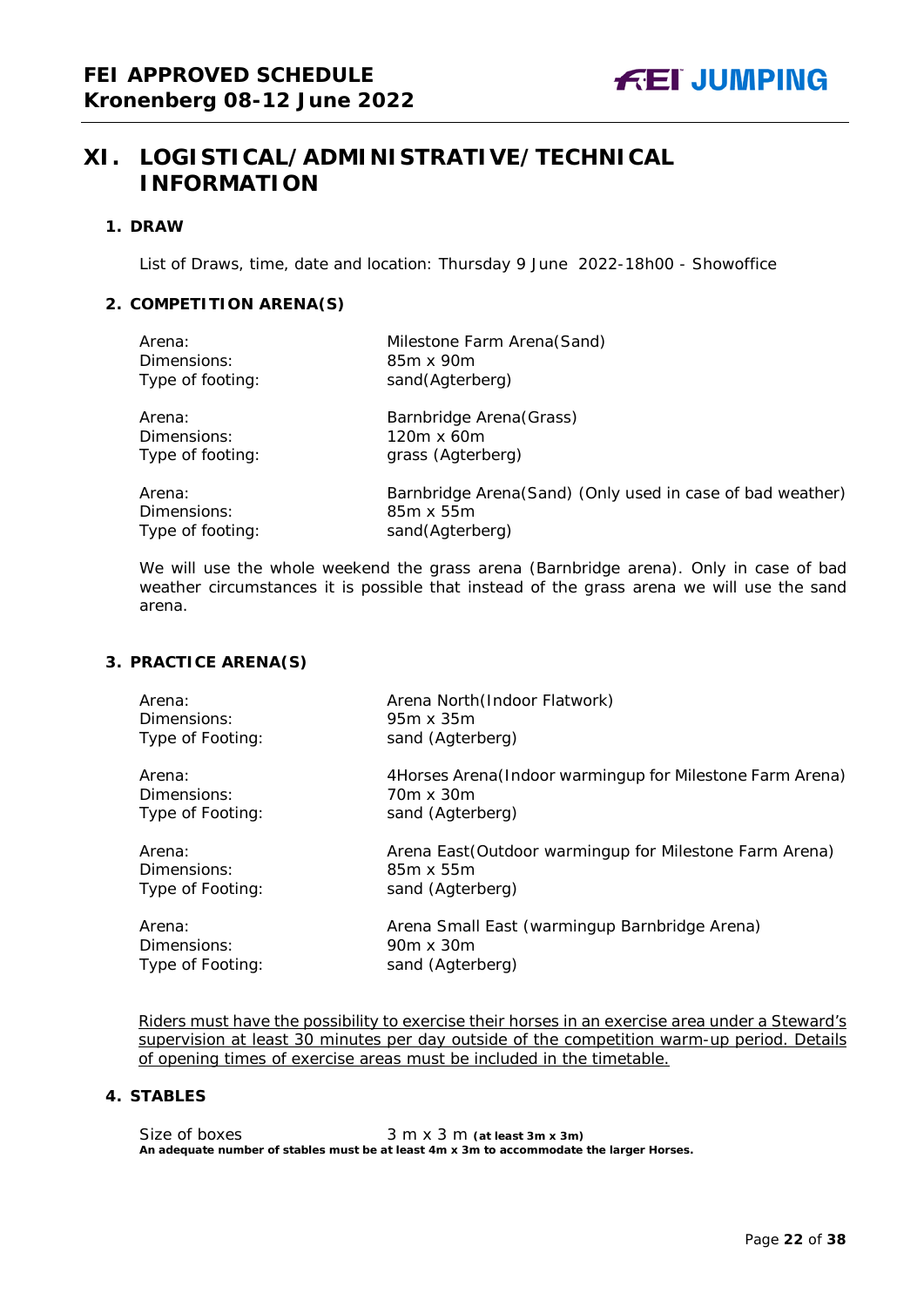# XI. LOGISTICAL/ADMINISTRATIVE/TECHNICAL INFORMATION

## 1. DRAW

List of Draws, time, date and location: Thursday 9 June 2022-18h00 - Showoffice

## 2. COMPETITION ARENA(S)

| | |
|---|---|
| Arena: | Milestone Farm Arena(Sand) |
| Dimensions: | 85m x 90m |
| Type of footing: | sand(Agterberg) |
| Arena: | Barnbridge Arena(Grass) |
| Dimensions: | 120m x 60m |
| Type of footing: | grass (Agterberg) |
| Arena: | Barnbridge Arena(Sand) (Only used in case of bad weather) |
| Dimensions: | 85m x 55m |
| Type of footing: | sand(Agterberg) |

We will use the whole weekend the grass arena (Barnbridge arena). Only in case of bad weather circumstances it is possible that instead of the grass arena we will use the sand arena.

## 3. PRACTICE ARENA(S)

| | |
|---|---|
| Arena: | Arena North(Indoor Flatwork) |
| Dimensions: | 95m x 35m |
| Type of Footing: | sand (Agterberg) |
| Arena: | 4Horses Arena(Indoor warmingup for Milestone Farm Arena) |
| Dimensions: | 70m x 30m |
| Type of Footing: | sand (Agterberg) |
| Arena: | Arena East(Outdoor warmingup for Milestone Farm Arena) |
| Dimensions: | 85m x 55m |
| Type of Footing: | sand (Agterberg) |
| Arena: | Arena Small East (warmingup Barnbridge Arena) |
| Dimensions: | 90m x 30m |
| Type of Footing: | sand (Agterberg) |

Riders must have the possibility to exercise their horses in an exercise area under a Steward's supervision at least 30 minutes per day outside of the competition warm-up period. Details of opening times of exercise areas must be included in the timetable.

## 4. STABLES

Size of boxes 3 m x 3 m **(at least 3m x 3m)**

**An adequate number of stables must be at least 4m x 3m to accommodate the larger Horses.**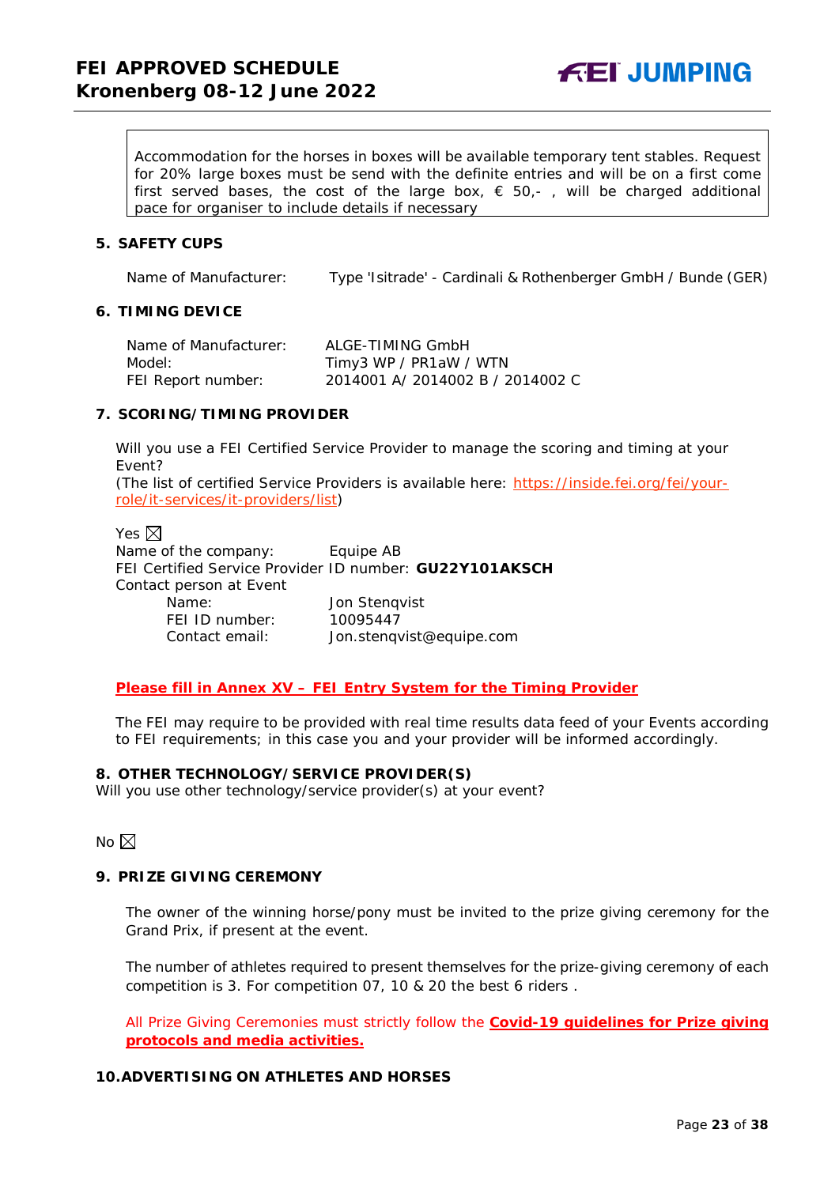Accommodation for the horses in boxes will be available temporary tent stables. Request for 20% large boxes must be send with the definite entries and will be on a first come first served bases, the cost of the large box, € 50,- , will be charged additional pace for organiser to include details if necessary

## 5. SAFETY CUPS

Name of Manufacturer: Type 'Isitrade' - Cardinali & Rothenberger GmbH / Bunde (GER)

## 6. TIMING DEVICE

Name of Manufacturer: ALGE-TIMING GmbH
Model: Timy3 WP / PR1aW / WTN
FEI Report number: 2014001 A/ 2014002 B / 2014002 C

## 7. SCORING/TIMING PROVIDER

Will you use a FEI Certified Service Provider to manage the scoring and timing at your Event?
(The list of certified Service Providers is available here: https://inside.fei.org/fei/your-role/it-services/it-providers/list)

Yes ☒
Name of the company: Equipe AB
FEI Certified Service Provider ID number: **GU22Y101AKSCH**
Contact person at Event
Name: Jon Stenqvist
FEI ID number: 10095447
Contact email: Jon.stenqvist@equipe.com

**Please fill in Annex XV – FEI Entry System for the Timing Provider**

The FEI may require to be provided with real time results data feed of your Events according to FEI requirements; in this case you and your provider will be informed accordingly.

## 8. OTHER TECHNOLOGY/SERVICE PROVIDER(S)

Will you use other technology/service provider(s) at your event?

No ☒

## 9. PRIZE GIVING CEREMONY

The owner of the winning horse/pony must be invited to the prize giving ceremony for the Grand Prix, if present at the event.

The number of athletes required to present themselves for the prize-giving ceremony of each competition is 3. For competition 07, 10 & 20 the best 6 riders .

All Prize Giving Ceremonies must strictly follow the **Covid-19 guidelines for Prize giving protocols and media activities.**

## 10. ADVERTISING ON ATHLETES AND HORSES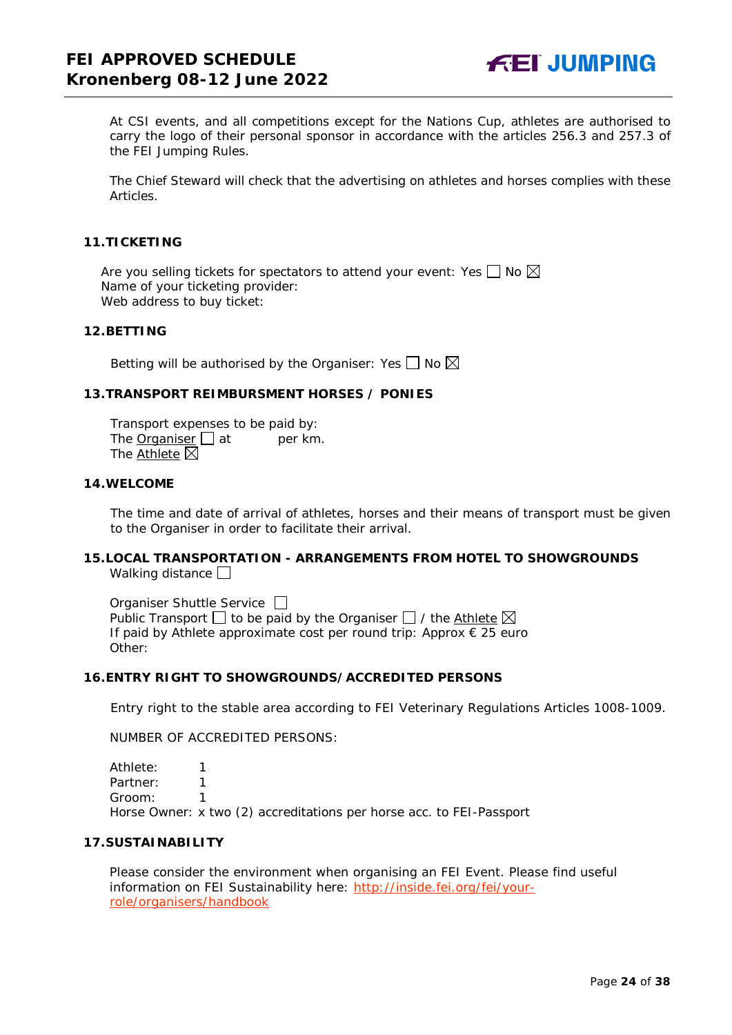At CSI events, and all competitions except for the Nations Cup, athletes are authorised to carry the logo of their personal sponsor in accordance with the articles 256.3 and 257.3 of the FEI Jumping Rules.

The Chief Steward will check that the advertising on athletes and horses complies with these Articles.

## 11. TICKETING

Are you selling tickets for spectators to attend your event: Yes ☐ No ☒
Name of your ticketing provider:
Web address to buy ticket:

## 12. BETTING

Betting will be authorised by the Organiser: Yes ☐ No ☒

## 13. TRANSPORT REIMBURSMENT HORSES / PONIES

Transport expenses to be paid by:
The Organiser ☐ at per km.
The Athlete ☒

## 14. WELCOME

The time and date of arrival of athletes, horses and their means of transport must be given to the Organiser in order to facilitate their arrival.

## 15. LOCAL TRANSPORTATION - ARRANGEMENTS FROM HOTEL TO SHOWGROUNDS

Walking distance ☐

Organiser Shuttle Service ☐
Public Transport ☐ to be paid by the Organiser ☐ / the Athlete ☒
If paid by Athlete approximate cost per round trip: Approx € 25 euro
Other:

## 16. ENTRY RIGHT TO SHOWGROUNDS/ACCREDITED PERSONS

Entry right to the stable area according to FEI Veterinary Regulations Articles 1008-1009.

NUMBER OF ACCREDITED PERSONS:

Athlete: 1
Partner: 1
Groom: 1
Horse Owner: x two (2) accreditations per horse acc. to FEI-Passport

## 17. SUSTAINABILITY

Please consider the environment when organising an FEI Event. Please find useful information on FEI Sustainability here: http://inside.fei.org/fei/your-role/organisers/handbook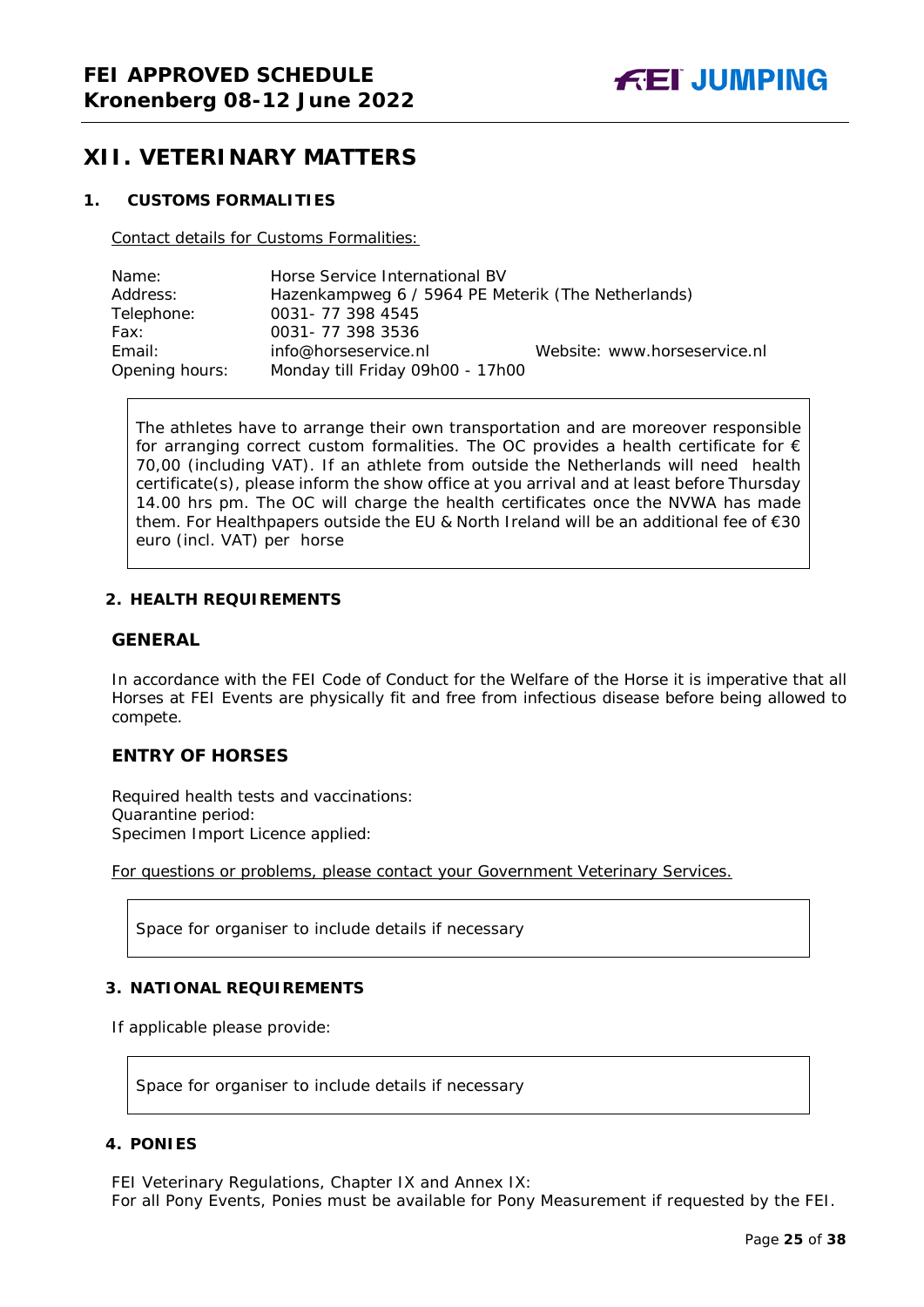# XII. VETERINARY MATTERS

## 1. CUSTOMS FORMALITIES

Contact details for Customs Formalities:

| | | |
|---|---|---|
| Name: | Horse Service International BV | |
| Address: | Hazenkampweg 6 / 5964 PE Meterik (The Netherlands) | |
| Telephone: | 0031- 77 398 4545 | |
| Fax: | 0031- 77 398 3536 | |
| Email: | info@horseservice.nl | Website: www.horseservice.nl |
| Opening hours: | Monday till Friday 09h00 - 17h00 | |

The athletes have to arrange their own transportation and are moreover responsible for arranging correct custom formalities. The OC provides a health certificate for € 70,00 (including VAT). If an athlete from outside the Netherlands will need health certificate(s), please inform the show office at you arrival and at least before Thursday 14.00 hrs pm. The OC will charge the health certificates once the NVWA has made them. For Healthpapers outside the EU & North Ireland will be an additional fee of €30 euro (incl. VAT) per horse

## 2. HEALTH REQUIREMENTS

### GENERAL

In accordance with the FEI Code of Conduct for the Welfare of the Horse it is imperative that all Horses at FEI Events are physically fit and free from infectious disease before being allowed to compete.

### ENTRY OF HORSES

Required health tests and vaccinations:
Quarantine period:
Specimen Import Licence applied:

For questions or problems, please contact your Government Veterinary Services.

Space for organiser to include details if necessary

## 3. NATIONAL REQUIREMENTS

If applicable please provide:

Space for organiser to include details if necessary

## 4. PONIES

FEI Veterinary Regulations, Chapter IX and Annex IX:
For all Pony Events, Ponies must be available for Pony Measurement if requested by the FEI.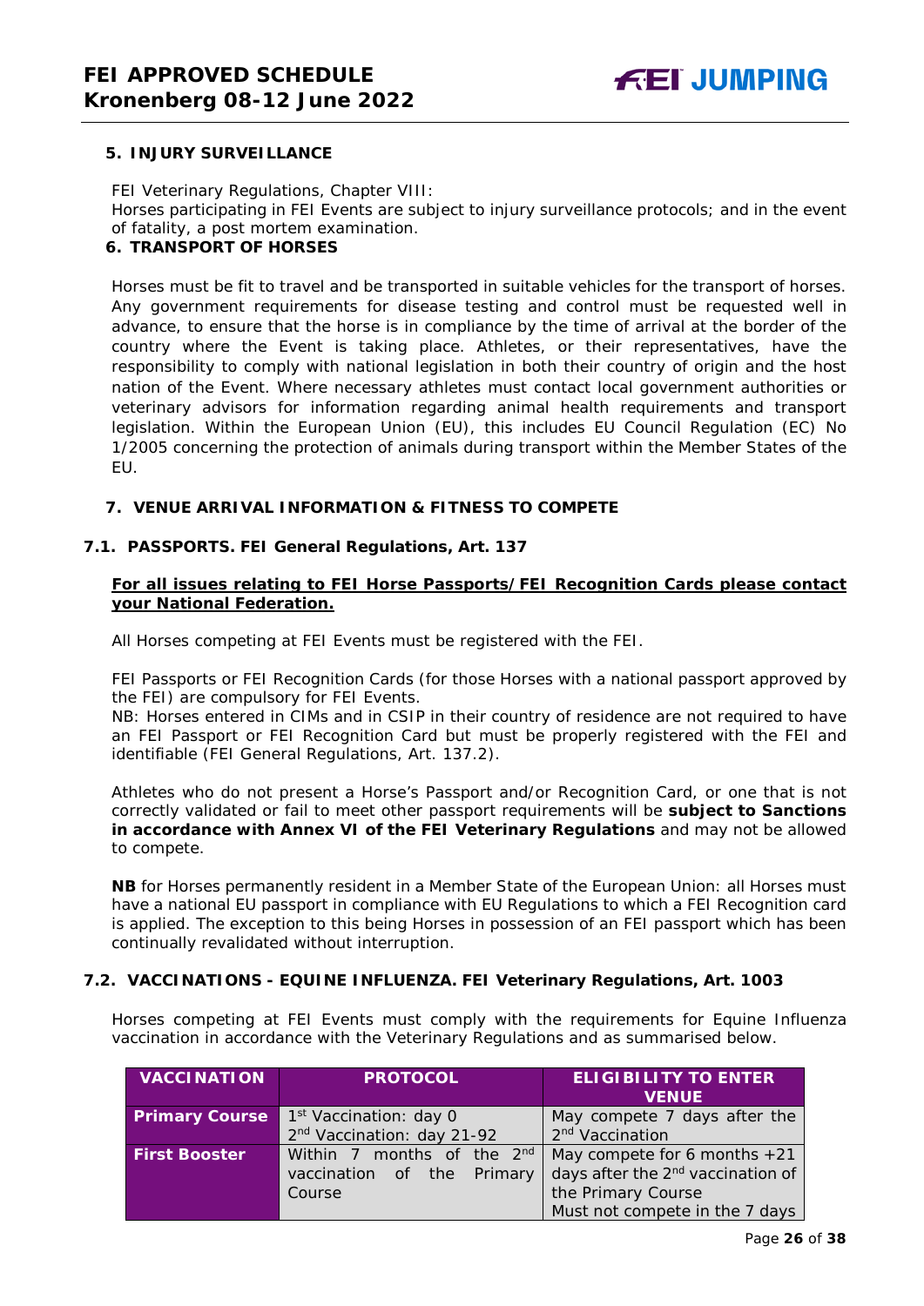## 5. INJURY SURVEILLANCE

FEI Veterinary Regulations, Chapter VIII:
Horses participating in FEI Events are subject to injury surveillance protocols; and in the event of fatality, a post mortem examination.

## 6. TRANSPORT OF HORSES

Horses must be fit to travel and be transported in suitable vehicles for the transport of horses. Any government requirements for disease testing and control must be requested well in advance, to ensure that the horse is in compliance by the time of arrival at the border of the country where the Event is taking place. Athletes, or their representatives, have the responsibility to comply with national legislation in both their country of origin and the host nation of the Event. Where necessary athletes must contact local government authorities or veterinary advisors for information regarding animal health requirements and transport legislation. Within the European Union (EU), this includes EU Council Regulation (EC) No 1/2005 concerning the protection of animals during transport within the Member States of the EU.

## 7. VENUE ARRIVAL INFORMATION & FITNESS TO COMPETE

### 7.1. PASSPORTS. FEI General Regulations, Art. 137

**For all issues relating to FEI Horse Passports/FEI Recognition Cards please contact your National Federation.**

All Horses competing at FEI Events must be registered with the FEI.

FEI Passports or FEI Recognition Cards (for those Horses with a national passport approved by the FEI) are compulsory for FEI Events.
NB: Horses entered in CIMs and in CSIP in their country of residence are not required to have an FEI Passport or FEI Recognition Card but must be properly registered with the FEI and identifiable (FEI General Regulations, Art. 137.2).

Athletes who do not present a Horse's Passport and/or Recognition Card, or one that is not correctly validated or fail to meet other passport requirements will be **subject to Sanctions in accordance with Annex VI of the FEI Veterinary Regulations** and may not be allowed to compete.

**NB** for Horses permanently resident in a Member State of the European Union: all Horses must have a national EU passport in compliance with EU Regulations to which a FEI Recognition card is applied. The exception to this being Horses in possession of an FEI passport which has been continually revalidated without interruption.

### 7.2. VACCINATIONS - EQUINE INFLUENZA. FEI Veterinary Regulations, Art. 1003

Horses competing at FEI Events must comply with the requirements for Equine Influenza vaccination in accordance with the Veterinary Regulations and as summarised below.

| VACCINATION | PROTOCOL | ELIGIBILITY TO ENTER VENUE |
|---|---|---|
| **Primary Course** | 1st Vaccination: day 0<br>2nd Vaccination: day 21-92 | May compete 7 days after the 2nd Vaccination |
| **First Booster** | Within 7 months of the 2nd vaccination of the Primary Course | May compete for 6 months +21 days after the 2nd vaccination of the Primary Course<br>Must not compete in the 7 days |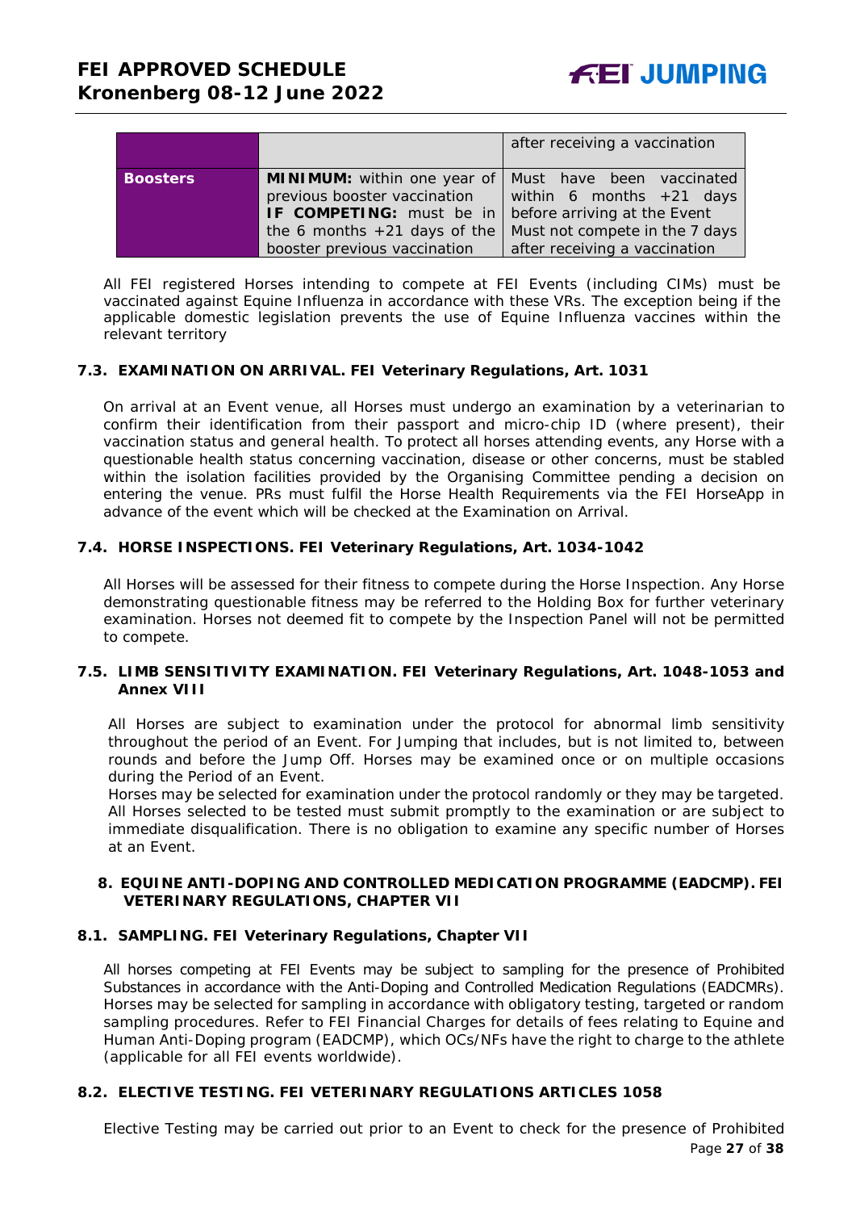| | | |
|---|---|---|
| | | after receiving a vaccination |
| **Boosters** | **MINIMUM:** within one year of previous booster vaccination **IF COMPETING:** must be in the 6 months +21 days of the booster previous vaccination | Must have been vaccinated within 6 months +21 days before arriving at the Event Must not compete in the 7 days after receiving a vaccination |

All FEI registered Horses intending to compete at FEI Events (including CIMs) must be vaccinated against Equine Influenza in accordance with these VRs. The exception being if the applicable domestic legislation prevents the use of Equine Influenza vaccines within the relevant territory

### 7.3. EXAMINATION ON ARRIVAL. FEI Veterinary Regulations, Art. 1031

On arrival at an Event venue, all Horses must undergo an examination by a veterinarian to confirm their identification from their passport and micro-chip ID (where present), their vaccination status and general health. To protect all horses attending events, any Horse with a questionable health status concerning vaccination, disease or other concerns, must be stabled within the isolation facilities provided by the Organising Committee pending a decision on entering the venue. PRs must fulfil the Horse Health Requirements via the FEI HorseApp in advance of the event which will be checked at the Examination on Arrival.

### 7.4. HORSE INSPECTIONS. FEI Veterinary Regulations, Art. 1034-1042

All Horses will be assessed for their fitness to compete during the Horse Inspection. Any Horse demonstrating questionable fitness may be referred to the Holding Box for further veterinary examination. Horses not deemed fit to compete by the Inspection Panel will not be permitted to compete.

### 7.5. LIMB SENSITIVITY EXAMINATION. FEI Veterinary Regulations, Art. 1048-1053 and Annex VIII

All Horses are subject to examination under the protocol for abnormal limb sensitivity throughout the period of an Event. For Jumping that includes, but is not limited to, between rounds and before the Jump Off. Horses may be examined once or on multiple occasions during the Period of an Event.
Horses may be selected for examination under the protocol randomly or they may be targeted. All Horses selected to be tested must submit promptly to the examination or are subject to immediate disqualification. There is no obligation to examine any specific number of Horses at an Event.

## 8. EQUINE ANTI-DOPING AND CONTROLLED MEDICATION PROGRAMME (EADCMP). FEI VETERINARY REGULATIONS, CHAPTER VII

### 8.1. SAMPLING. FEI Veterinary Regulations, Chapter VII

All horses competing at FEI Events may be subject to sampling for the presence of Prohibited Substances in accordance with the Anti-Doping and Controlled Medication Regulations (EADCMRs). Horses may be selected for sampling in accordance with obligatory testing, targeted or random sampling procedures. Refer to FEI Financial Charges for details of fees relating to Equine and Human Anti-Doping program (EADCMP), which OCs/NFs have the right to charge to the athlete (applicable for all FEI events worldwide).

### 8.2. ELECTIVE TESTING. FEI VETERINARY REGULATIONS ARTICLES 1058

Elective Testing may be carried out prior to an Event to check for the presence of Prohibited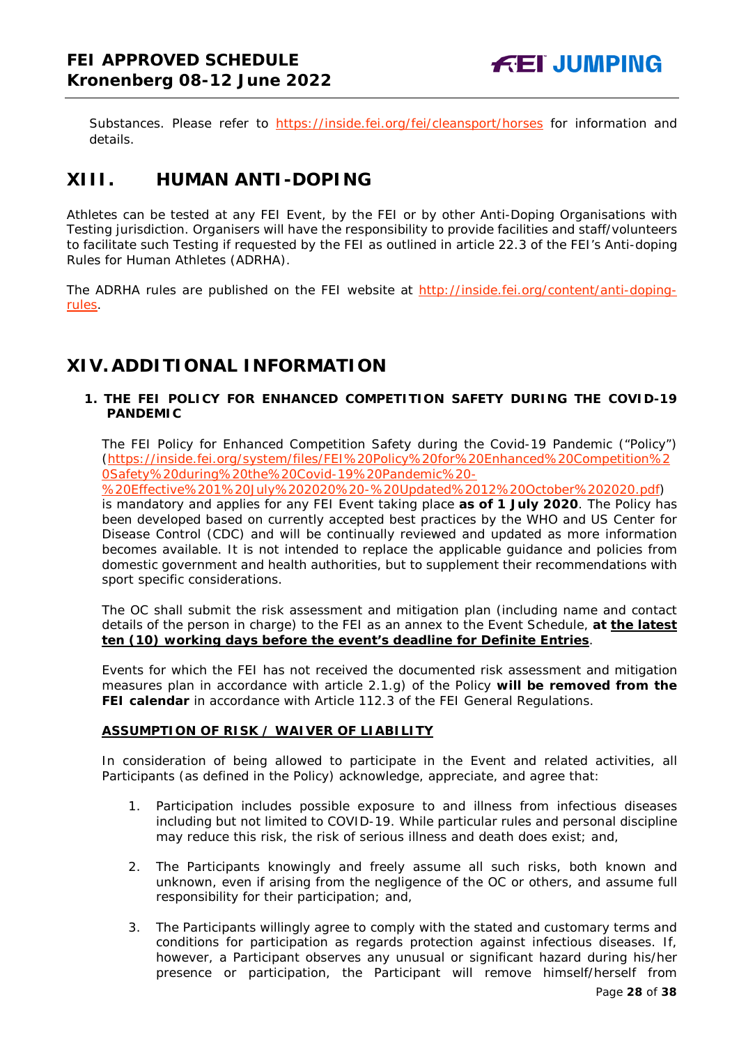Substances. Please refer to https://inside.fei.org/fei/cleansport/horses for information and details.

# XIII. HUMAN ANTI-DOPING

Athletes can be tested at any FEI Event, by the FEI or by other Anti-Doping Organisations with Testing jurisdiction. Organisers will have the responsibility to provide facilities and staff/volunteers to facilitate such Testing if requested by the FEI as outlined in article 22.3 of the FEI's Anti-doping Rules for Human Athletes (ADRHA).

The ADRHA rules are published on the FEI website at http://inside.fei.org/content/anti-doping-rules.

# XIV. ADDITIONAL INFORMATION

### 1. THE FEI POLICY FOR ENHANCED COMPETITION SAFETY DURING THE COVID-19 PANDEMIC

The FEI Policy for Enhanced Competition Safety during the Covid-19 Pandemic ("Policy") (https://inside.fei.org/system/files/FEI%20Policy%20for%20Enhanced%20Competition%20Safety%20during%20the%20Covid-19%20Pandemic%20-%20Effective%201%20July%202020%20-%20Updated%2012%20October%202020.pdf) is mandatory and applies for any FEI Event taking place **as of 1 July 2020**. The Policy has been developed based on currently accepted best practices by the WHO and US Center for Disease Control (CDC) and will be continually reviewed and updated as more information becomes available. It is not intended to replace the applicable guidance and policies from domestic government and health authorities, but to supplement their recommendations with sport specific considerations.

The OC shall submit the risk assessment and mitigation plan (including name and contact details of the person in charge) to the FEI as an annex to the Event Schedule, **at the latest ten (10) working days before the event's deadline for Definite Entries**.

Events for which the FEI has not received the documented risk assessment and mitigation measures plan in accordance with article 2.1.g) of the Policy **will be removed from the FEI calendar** in accordance with Article 112.3 of the FEI General Regulations.

**ASSUMPTION OF RISK / WAIVER OF LIABILITY**

In consideration of being allowed to participate in the Event and related activities, all Participants (as defined in the Policy) acknowledge, appreciate, and agree that:

1. Participation includes possible exposure to and illness from infectious diseases including but not limited to COVID-19. While particular rules and personal discipline may reduce this risk, the risk of serious illness and death does exist; and,

2. The Participants knowingly and freely assume all such risks, both known and unknown, even if arising from the negligence of the OC or others, and assume full responsibility for their participation; and,

3. The Participants willingly agree to comply with the stated and customary terms and conditions for participation as regards protection against infectious diseases. If, however, a Participant observes any unusual or significant hazard during his/her presence or participation, the Participant will remove himself/herself from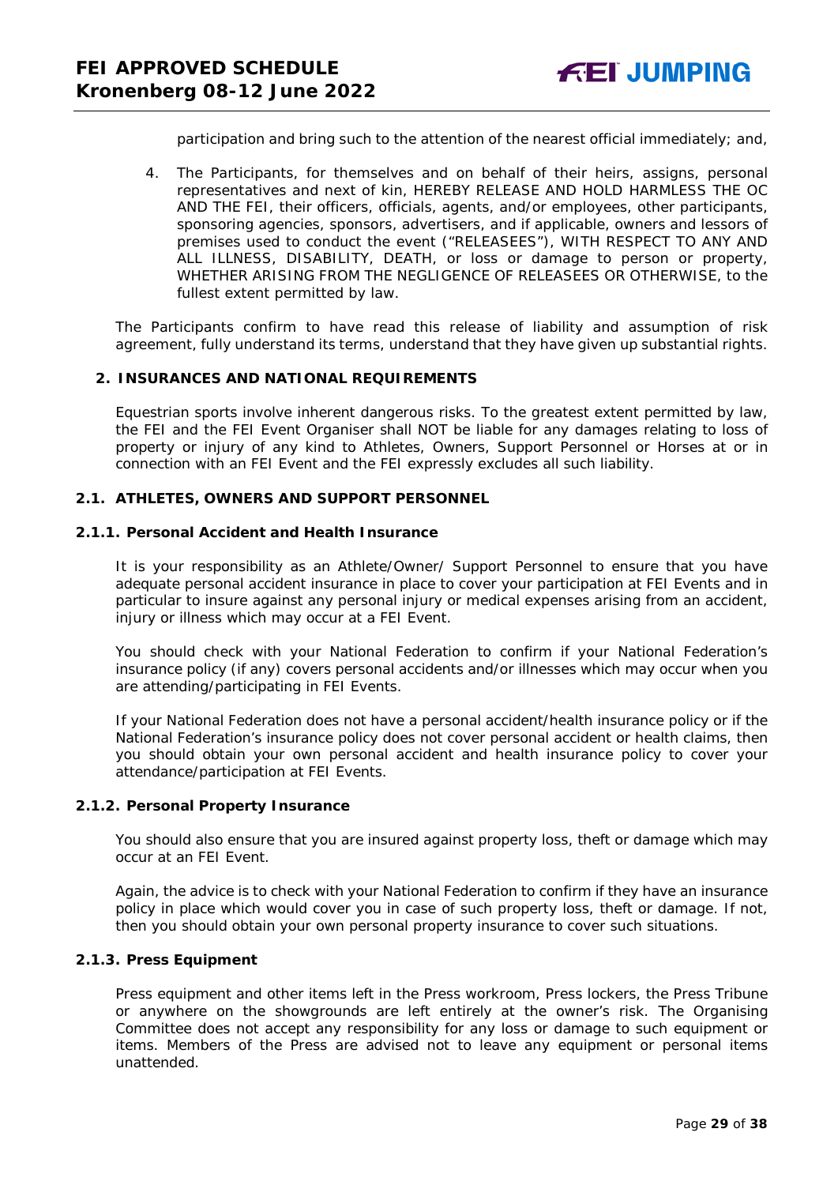participation and bring such to the attention of the nearest official immediately; and,

4. The Participants, for themselves and on behalf of their heirs, assigns, personal representatives and next of kin, HEREBY RELEASE AND HOLD HARMLESS THE OC AND THE FEI, their officers, officials, agents, and/or employees, other participants, sponsoring agencies, sponsors, advertisers, and if applicable, owners and lessors of premises used to conduct the event ("RELEASEES"), WITH RESPECT TO ANY AND ALL ILLNESS, DISABILITY, DEATH, or loss or damage to person or property, WHETHER ARISING FROM THE NEGLIGENCE OF RELEASEES OR OTHERWISE, to the fullest extent permitted by law.

The Participants confirm to have read this release of liability and assumption of risk agreement, fully understand its terms, understand that they have given up substantial rights.

## 2. INSURANCES AND NATIONAL REQUIREMENTS

Equestrian sports involve inherent dangerous risks. To the greatest extent permitted by law, the FEI and the FEI Event Organiser shall NOT be liable for any damages relating to loss of property or injury of any kind to Athletes, Owners, Support Personnel or Horses at or in connection with an FEI Event and the FEI expressly excludes all such liability.

### 2.1. ATHLETES, OWNERS AND SUPPORT PERSONNEL

#### 2.1.1. Personal Accident and Health Insurance

It is your responsibility as an Athlete/Owner/ Support Personnel to ensure that you have adequate personal accident insurance in place to cover your participation at FEI Events and in particular to insure against any personal injury or medical expenses arising from an accident, injury or illness which may occur at a FEI Event.

You should check with your National Federation to confirm if your National Federation's insurance policy (if any) covers personal accidents and/or illnesses which may occur when you are attending/participating in FEI Events.

If your National Federation does not have a personal accident/health insurance policy or if the National Federation's insurance policy does not cover personal accident or health claims, then you should obtain your own personal accident and health insurance policy to cover your attendance/participation at FEI Events.

#### 2.1.2. Personal Property Insurance

You should also ensure that you are insured against property loss, theft or damage which may occur at an FEI Event.

Again, the advice is to check with your National Federation to confirm if they have an insurance policy in place which would cover you in case of such property loss, theft or damage. If not, then you should obtain your own personal property insurance to cover such situations.

#### 2.1.3. Press Equipment

Press equipment and other items left in the Press workroom, Press lockers, the Press Tribune or anywhere on the showgrounds are left entirely at the owner's risk. The Organising Committee does not accept any responsibility for any loss or damage to such equipment or items. Members of the Press are advised not to leave any equipment or personal items unattended.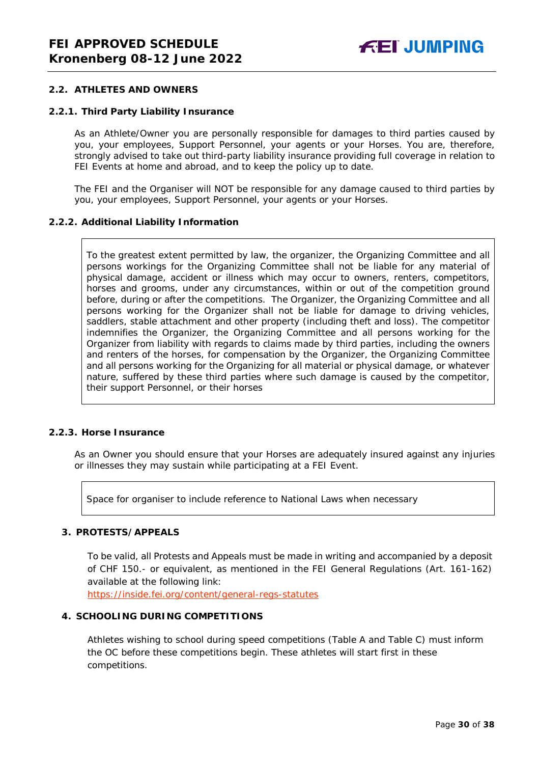### 2.2. ATHLETES AND OWNERS

#### 2.2.1. Third Party Liability Insurance

As an Athlete/Owner you are personally responsible for damages to third parties caused by you, your employees, Support Personnel, your agents or your Horses. You are, therefore, strongly advised to take out third-party liability insurance providing full coverage in relation to FEI Events at home and abroad, and to keep the policy up to date.

The FEI and the Organiser will NOT be responsible for any damage caused to third parties by you, your employees, Support Personnel, your agents or your Horses.

#### 2.2.2. Additional Liability Information

To the greatest extent permitted by law, the organizer, the Organizing Committee and all persons workings for the Organizing Committee shall not be liable for any material of physical damage, accident or illness which may occur to owners, renters, competitors, horses and grooms, under any circumstances, within or out of the competition ground before, during or after the competitions. The Organizer, the Organizing Committee and all persons working for the Organizer shall not be liable for damage to driving vehicles, saddlers, stable attachment and other property (including theft and loss). The competitor indemnifies the Organizer, the Organizing Committee and all persons working for the Organizer from liability with regards to claims made by third parties, including the owners and renters of the horses, for compensation by the Organizer, the Organizing Committee and all persons working for the Organizing for all material or physical damage, or whatever nature, suffered by these third parties where such damage is caused by the competitor, their support Personnel, or their horses

#### 2.2.3. Horse Insurance

As an Owner you should ensure that your Horses are adequately insured against any injuries or illnesses they may sustain while participating at a FEI Event.

Space for organiser to include reference to National Laws when necessary

## 3. PROTESTS/APPEALS

To be valid, all Protests and Appeals must be made in writing and accompanied by a deposit of CHF 150.- or equivalent, as mentioned in the FEI General Regulations (Art. 161-162) available at the following link:
https://inside.fei.org/content/general-regs-statutes

## 4. SCHOOLING DURING COMPETITIONS

Athletes wishing to school during speed competitions (Table A and Table C) must inform the OC before these competitions begin. These athletes will start first in these competitions.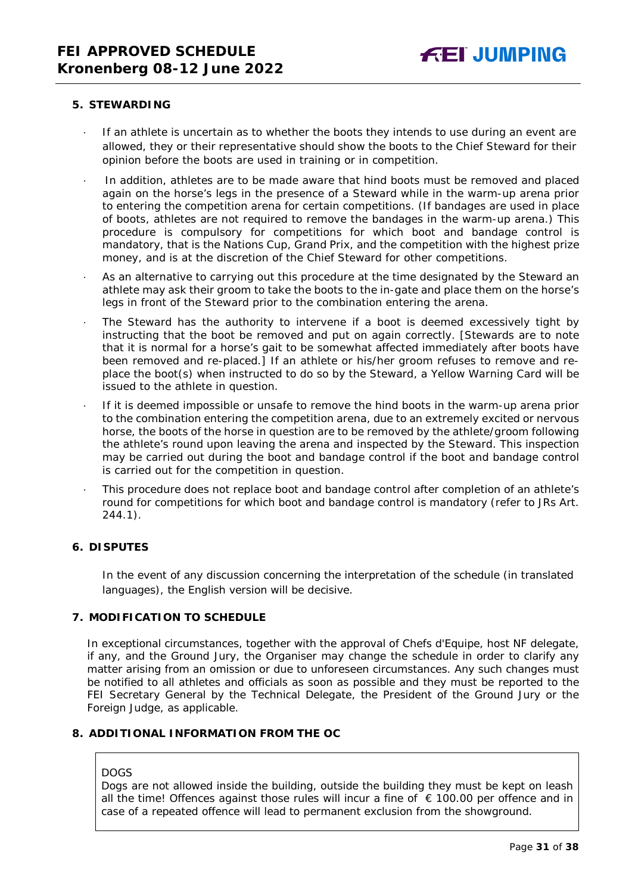## 5. STEWARDING

- If an athlete is uncertain as to whether the boots they intends to use during an event are allowed, they or their representative should show the boots to the Chief Steward for their opinion before the boots are used in training or in competition.
- In addition, athletes are to be made aware that hind boots must be removed and placed again on the horse's legs in the presence of a Steward while in the warm-up arena prior to entering the competition arena for certain competitions. (If bandages are used in place of boots, athletes are not required to remove the bandages in the warm-up arena.) This procedure is compulsory for competitions for which boot and bandage control is mandatory, that is the Nations Cup, Grand Prix, and the competition with the highest prize money, and is at the discretion of the Chief Steward for other competitions.
- As an alternative to carrying out this procedure at the time designated by the Steward an athlete may ask their groom to take the boots to the in-gate and place them on the horse's legs in front of the Steward prior to the combination entering the arena.
- The Steward has the authority to intervene if a boot is deemed excessively tight by instructing that the boot be removed and put on again correctly. [Stewards are to note that it is normal for a horse's gait to be somewhat affected immediately after boots have been removed and re-placed.] If an athlete or his/her groom refuses to remove and re-place the boot(s) when instructed to do so by the Steward, a Yellow Warning Card will be issued to the athlete in question.
- If it is deemed impossible or unsafe to remove the hind boots in the warm-up arena prior to the combination entering the competition arena, due to an extremely excited or nervous horse, the boots of the horse in question are to be removed by the athlete/groom following the athlete's round upon leaving the arena and inspected by the Steward. This inspection may be carried out during the boot and bandage control if the boot and bandage control is carried out for the competition in question.
- This procedure does not replace boot and bandage control after completion of an athlete's round for competitions for which boot and bandage control is mandatory (refer to JRs Art. 244.1).

## 6. DISPUTES

In the event of any discussion concerning the interpretation of the schedule (in translated languages), the English version will be decisive.

## 7. MODIFICATION TO SCHEDULE

In exceptional circumstances, together with the approval of Chefs d'Equipe, host NF delegate, if any, and the Ground Jury, the Organiser may change the schedule in order to clarify any matter arising from an omission or due to unforeseen circumstances. Any such changes must be notified to all athletes and officials as soon as possible and they must be reported to the FEI Secretary General by the Technical Delegate, the President of the Ground Jury or the Foreign Judge, as applicable.

## 8. ADDITIONAL INFORMATION FROM THE OC

DOGS
Dogs are not allowed inside the building, outside the building they must be kept on leash all the time! Offences against those rules will incur a fine of € 100.00 per offence and in case of a repeated offence will lead to permanent exclusion from the showground.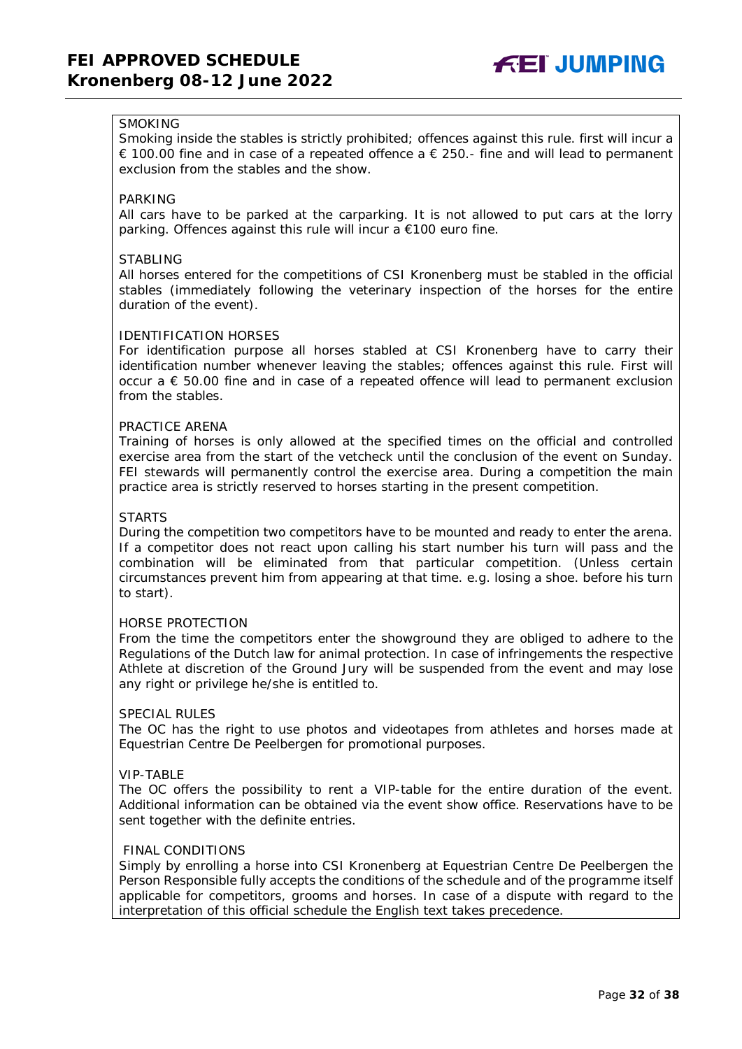SMOKING

Smoking inside the stables is strictly prohibited; offences against this rule. first will incur a € 100.00 fine and in case of a repeated offence a € 250.- fine and will lead to permanent exclusion from the stables and the show.

PARKING

All cars have to be parked at the carparking. It is not allowed to put cars at the lorry parking. Offences against this rule will incur a €100 euro fine.

STABLING

All horses entered for the competitions of CSI Kronenberg must be stabled in the official stables (immediately following the veterinary inspection of the horses for the entire duration of the event).

IDENTIFICATION HORSES

For identification purpose all horses stabled at CSI Kronenberg have to carry their identification number whenever leaving the stables; offences against this rule. First will occur a € 50.00 fine and in case of a repeated offence will lead to permanent exclusion from the stables.

PRACTICE ARENA

Training of horses is only allowed at the specified times on the official and controlled exercise area from the start of the vetcheck until the conclusion of the event on Sunday. FEI stewards will permanently control the exercise area. During a competition the main practice area is strictly reserved to horses starting in the present competition.

STARTS

During the competition two competitors have to be mounted and ready to enter the arena. If a competitor does not react upon calling his start number his turn will pass and the combination will be eliminated from that particular competition. (Unless certain circumstances prevent him from appearing at that time. e.g. losing a shoe. before his turn to start).

HORSE PROTECTION

From the time the competitors enter the showground they are obliged to adhere to the Regulations of the Dutch law for animal protection. In case of infringements the respective Athlete at discretion of the Ground Jury will be suspended from the event and may lose any right or privilege he/she is entitled to.

SPECIAL RULES

The OC has the right to use photos and videotapes from athletes and horses made at Equestrian Centre De Peelbergen for promotional purposes.

VIP-TABLE

The OC offers the possibility to rent a VIP-table for the entire duration of the event. Additional information can be obtained via the event show office. Reservations have to be sent together with the definite entries.

FINAL CONDITIONS

Simply by enrolling a horse into CSI Kronenberg at Equestrian Centre De Peelbergen the Person Responsible fully accepts the conditions of the schedule and of the programme itself applicable for competitors, grooms and horses. In case of a dispute with regard to the interpretation of this official schedule the English text takes precedence.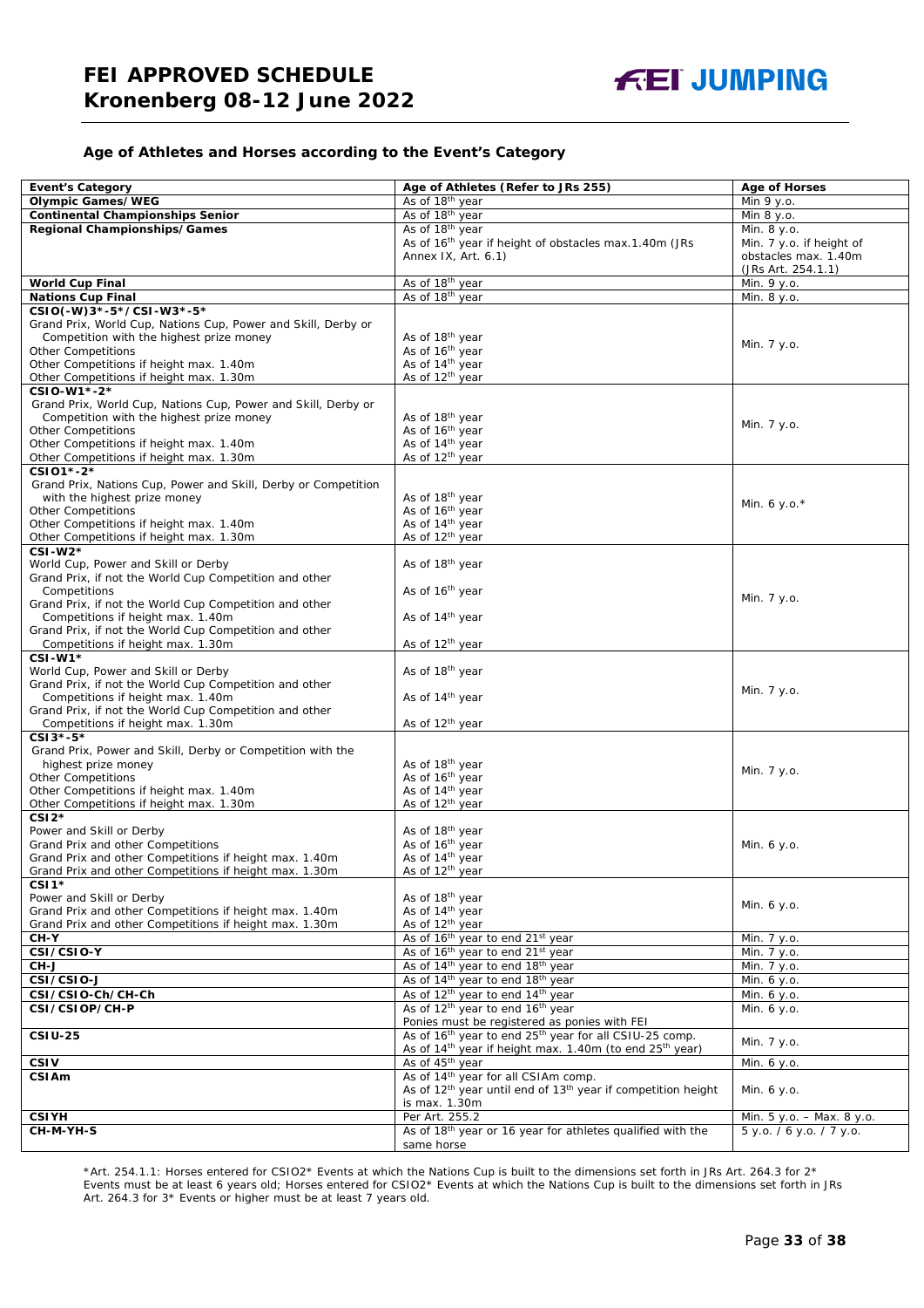## Age of Athletes and Horses according to the Event's Category

| Event's Category | Age of Athletes (Refer to JRs 255) | Age of Horses |
|---|---|---|
| **Olympic Games/WEG** | As of 18th year | Min 9 y.o. |
| **Continental Championships Senior** | As of 18th year | Min 8 y.o. |
| **Regional Championships/Games** | As of 18th year<br>As of 16th year if height of obstacles max.1.40m (JRs Annex IX, Art. 6.1) | Min. 8 y.o.<br>Min. 7 y.o. if height of obstacles max. 1.40m (JRs Art. 254.1.1) |
| **World Cup Final** | As of 18th year | Min. 9 y.o. |
| **Nations Cup Final** | As of 18th year | Min. 8 y.o. |
| **CSIO(-W)3*-5*/CSI-W3*-5***<br>Grand Prix, World Cup, Nations Cup, Power and Skill, Derby or Competition with the highest prize money<br>Other Competitions<br>Other Competitions if height max. 1.40m<br>Other Competitions if height max. 1.30m | <br>As of 18th year<br>As of 16th year<br>As of 14th year<br>As of 12th year | Min. 7 y.o. |
| **CSIO-W1*-2***<br>Grand Prix, World Cup, Nations Cup, Power and Skill, Derby or Competition with the highest prize money<br>Other Competitions<br>Other Competitions if height max. 1.40m<br>Other Competitions if height max. 1.30m | <br>As of 18th year<br>As of 16th year<br>As of 14th year<br>As of 12th year | Min. 7 y.o. |
| **CSIO1*-2***<br>Grand Prix, Nations Cup, Power and Skill, Derby or Competition with the highest prize money<br>Other Competitions<br>Other Competitions if height max. 1.40m<br>Other Competitions if height max. 1.30m | <br>As of 18th year<br>As of 16th year<br>As of 14th year<br>As of 12th year | Min. 6 y.o.* |
| **CSI-W2***<br>World Cup, Power and Skill or Derby<br>Grand Prix, if not the World Cup Competition and other Competitions<br>Grand Prix, if not the World Cup Competition and other Competitions if height max. 1.40m<br>Grand Prix, if not the World Cup Competition and other Competitions if height max. 1.30m | <br>As of 18th year<br>As of 16th year<br>As of 14th year<br>As of 12th year | Min. 7 y.o. |
| **CSI-W1***<br>World Cup, Power and Skill or Derby<br>Grand Prix, if not the World Cup Competition and other Competitions if height max. 1.40m<br>Grand Prix, if not the World Cup Competition and other Competitions if height max. 1.30m | <br>As of 18th year<br>As of 14th year<br>As of 12th year | Min. 7 y.o. |
| **CSI3*-5***<br>Grand Prix, Power and Skill, Derby or Competition with the highest prize money<br>Other Competitions<br>Other Competitions if height max. 1.40m<br>Other Competitions if height max. 1.30m | <br>As of 18th year<br>As of 16th year<br>As of 14th year<br>As of 12th year | Min. 7 y.o. |
| **CSI2***<br>Power and Skill or Derby<br>Grand Prix and other Competitions<br>Grand Prix and other Competitions if height max. 1.40m<br>Grand Prix and other Competitions if height max. 1.30m | <br>As of 18th year<br>As of 16th year<br>As of 14th year<br>As of 12th year | Min. 6 y.o. |
| **CSI1***<br>Power and Skill or Derby<br>Grand Prix and other Competitions if height max. 1.40m<br>Grand Prix and other Competitions if height max. 1.30m | <br>As of 18th year<br>As of 14th year<br>As of 12th year | Min. 6 y.o. |
| **CH-Y** | As of 16th year to end 21st year | Min. 7 y.o. |
| **CSI/CSIO-Y** | As of 16th year to end 21st year | Min. 7 y.o. |
| **CH-J** | As of 14th year to end 18th year | Min. 7 y.o. |
| **CSI/CSIO-J** | As of 14th year to end 18th year | Min. 6 y.o. |
| **CSI/CSIO-Ch/CH-Ch** | As of 12th year to end 14th year | Min. 6 y.o. |
| **CSI/CSIOP/CH-P** | As of 12th year to end 16th year<br>Ponies must be registered as ponies with FEI | Min. 6 y.o. |
| **CSIU-25** | As of 16th year to end 25th year for all CSIU-25 comp.<br>As of 14th year if height max. 1.40m (to end 25th year) | Min. 7 y.o. |
| **CSIV** | As of 45th year | Min. 6 y.o. |
| **CSIAm** | As of 14th year for all CSIAm comp.<br>As of 12th year until end of 13th year if competition height is max. 1.30m | Min. 6 y.o. |
| **CSIYH** | Per Art. 255.2 | Min. 5 y.o. – Max. 8 y.o. |
| **CH-M-YH-S** | As of 18th year or 16 year for athletes qualified with the same horse | 5 y.o. / 6 y.o. / 7 y.o. |

*Art. 254.1.1: Horses entered for CSIO2* Events at which the Nations Cup is built to the dimensions set forth in JRs Art. 264.3 for 2* Events must be at least 6 years old; Horses entered for CSIO2* Events at which the Nations Cup is built to the dimensions set forth in JRs Art. 264.3 for 3* Events or higher must be at least 7 years old.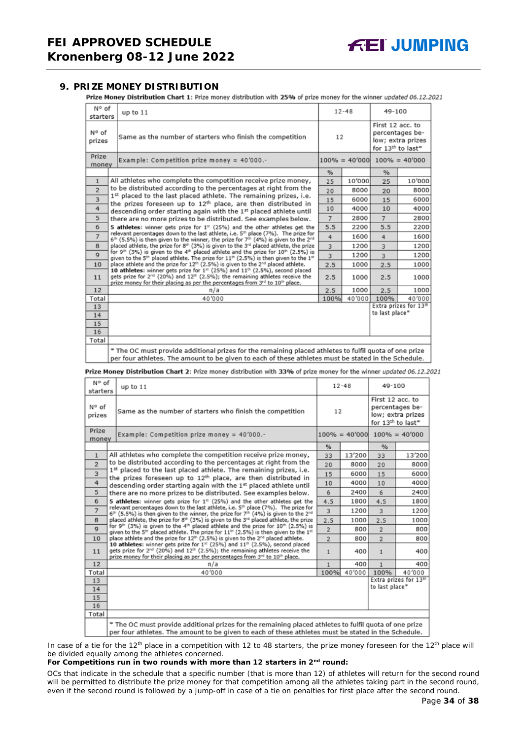## 9. PRIZE MONEY DISTRIBUTION

**Prize Money Distribution Chart 1:** Prize money distribution with **25%** of prize money for the winner *updated 06.12.2021*

| N° of starters | up to 11 | 12-48 | | 49-100 | |
|---|---|---|---|---|---|
| N° of prizes | Same as the number of starters who finish the competition | 12 | | First 12 acc. to percentages below; extra prizes for 13th to last* | |
| Prize money | Example: Competition prize money = 40'000.- | 100% = 40'000 | | 100% = 40'000 | |
| | | % | | % | |
| 1 | All athletes who complete the competition receive prize money, to be distributed according to the percentages at right from the 1st placed to the last placed athlete. The remaining prizes, i.e. the prizes foreseen up to 12th place, are then distributed in descending order starting again with the 1st placed athlete until there are no more prizes to be distributed. See examples below. **5 athletes**: winner gets prize for 1st (25%) and the other athletes get the relevant percentages down to the last athlete, i.e. 5th place (7%). The prize for 6th (5.5%) is then given to the winner, the prize for 7th (4%) is given to the 2nd placed athlete, the prize for 8th (3%) is given to the 3rd placed athlete, the prize for 9th (3%) is given to the 4th placed athlete and the prize for 10th (2.5%) is given to the 5th placed athlete. The prize for 11th (2.5%) is then given to the 1st place athlete and the prize for 12th (2.5%) is given to the 2nd placed athlete. **10 athletes**: winner gets prize for 1st (25%) and 11th (2.5%), second placed gets prize for 2nd (20%) and 12th (2.5%); the remaining athletes receive the prize money for their placing as per the percentages from 3rd to 10th place. | 25 | 10'000 | 25 | 10'000 |
| 2 | | 20 | 8000 | 20 | 8000 |
| 3 | | 15 | 6000 | 15 | 6000 |
| 4 | | 10 | 4000 | 10 | 4000 |
| 5 | | 7 | 2800 | 7 | 2800 |
| 6 | | 5.5 | 2200 | 5.5 | 2200 |
| 7 | | 4 | 1600 | 4 | 1600 |
| 8 | | 3 | 1200 | 3 | 1200 |
| 9 | | 3 | 1200 | 3 | 1200 |
| 10 | | 2.5 | 1000 | 2.5 | 1000 |
| 11 | | 2.5 | 1000 | 2.5 | 1000 |
| 12 | n/a | 2.5 | 1000 | 2.5 | 1000 |
| Total | 40'000 | 100% | 40'000 | 100% | 40'000 |
| 13 | | | | Extra prizes for 13th to last place* | |
| 14 | | | | | |
| 15 | | | | | |
| 16 | | | | | |
| Total | | | | | |
| | * The OC must provide additional prizes for the remaining placed athletes to fulfil quota of one prize per four athletes. The amount to be given to each of these athletes must be stated in the Schedule. | | | | |

**Prize Money Distribution Chart 2:** Prize money distribution with **33%** of prize money for the winner *updated 06.12.2021*

| N° of starters | up to 11 | 12-48 | | 49-100 | |
|---|---|---|---|---|---|
| N° of prizes | Same as the number of starters who finish the competition | 12 | | First 12 acc. to percentages below; extra prizes for 13th to last* | |
| Prize money | Example: Competition prize money = 40'000.- | 100% = 40'000 | | 100% = 40'000 | |
| | | % | | % | |
| 1 | All athletes who complete the competition receive prize money, to be distributed according to the percentages at right from the 1st placed to the last placed athlete. The remaining prizes, i.e. the prizes foreseen up to 12th place, are then distributed in descending order starting again with the 1st placed athlete until there are no more prizes to be distributed. See examples below. **5 athletes**: winner gets prize for 1st (25%) and the other athletes get the relevant percentages down to the last athlete, i.e. 5th place (7%). The prize for 6th (5.5%) is then given to the winner, the prize for 7th (4%) is given to the 2nd placed athlete, the prize for 8th (3%) is given to the 3rd placed athlete, the prize for 9th (3%) is given to the 4th placed athlete and the prize for 10th (2.5%) is given to the 5th placed athlete. The prize for 11th (2.5%) is then given to the 1st place athlete and the prize for 12th (2.5%) is given to the 2nd placed athlete. **10 athletes**: winner gets prize for 1st (25%) and 11th (2.5%), second placed gets prize for 2nd (20%) and 12th (2.5%); the remaining athletes receive the prize money for their placing as per the percentages from 3rd to 10th place. | 33 | 13'200 | 33 | 13'200 |
| 2 | | 20 | 8000 | 20 | 8000 |
| 3 | | 15 | 6000 | 15 | 6000 |
| 4 | | 10 | 4000 | 10 | 4000 |
| 5 | | 6 | 2400 | 6 | 2400 |
| 6 | | 4.5 | 1800 | 4.5 | 1800 |
| 7 | | 3 | 1200 | 3 | 1200 |
| 8 | | 2.5 | 1000 | 2.5 | 1000 |
| 9 | | 2 | 800 | 2 | 800 |
| 10 | | 2 | 800 | 2 | 800 |
| 11 | | 1 | 400 | 1 | 400 |
| 12 | n/a | 1 | 400 | 1 | 400 |
| Total | 40'000 | 100% | 40'000 | 100% | 40'000 |
| 13 | | | | Extra prizes for 13th to last place* | |
| 14 | | | | | |
| 15 | | | | | |
| 16 | | | | | |
| Total | | | | | |
| | * The OC must provide additional prizes for the remaining placed athletes to fulfil quota of one prize per four athletes. The amount to be given to each of these athletes must be stated in the Schedule. | | | | |

In case of a tie for the 12th place in a competition with 12 to 48 starters, the prize money foreseen for the 12th place will be divided equally among the athletes concerned.

**For Competitions run in two rounds with more than 12 starters in 2nd round:**

OCs that indicate in the schedule that a specific number (that is more than 12) of athletes will return for the second round will be permitted to distribute the prize money for that competition among all the athletes taking part in the second round, even if the second round is followed by a jump-off in case of a tie on penalties for first place after the second round.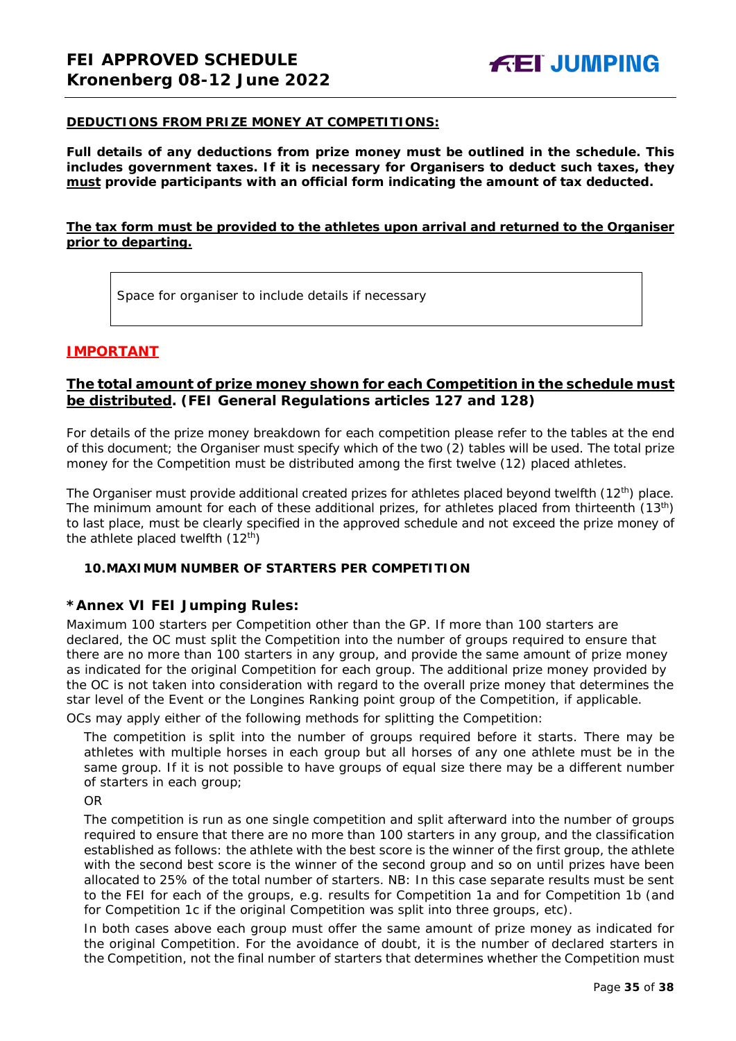**DEDUCTIONS FROM PRIZE MONEY AT COMPETITIONS:**

**Full details of any deductions from prize money must be outlined in the schedule. This includes government taxes. If it is necessary for Organisers to deduct such taxes, they must provide participants with an official form indicating the amount of tax deducted.**

**The tax form must be provided to the athletes upon arrival and returned to the Organiser prior to departing.**

| Space for organiser to include details if necessary |
|---|

**IMPORTANT**

**The total amount of prize money shown for each Competition in the schedule must be distributed. (FEI General Regulations articles 127 and 128)**

For details of the prize money breakdown for each competition please refer to the tables at the end of this document; the Organiser must specify which of the two (2) tables will be used. The total prize money for the Competition must be distributed among the first twelve (12) placed athletes.

The Organiser must provide additional created prizes for athletes placed beyond twelfth (12th) place. The minimum amount for each of these additional prizes, for athletes placed from thirteenth (13th) to last place, must be clearly specified in the approved schedule and not exceed the prize money of the athlete placed twelfth (12th)

### 10. MAXIMUM NUMBER OF STARTERS PER COMPETITION

### *Annex VI FEI Jumping Rules:

Maximum 100 starters per Competition other than the GP. If more than 100 starters are declared, the OC must split the Competition into the number of groups required to ensure that there are no more than 100 starters in any group, and provide the same amount of prize money as indicated for the original Competition for each group. The additional prize money provided by the OC is not taken into consideration with regard to the overall prize money that determines the star level of the Event or the Longines Ranking point group of the Competition, if applicable.

OCs may apply either of the following methods for splitting the Competition:

The competition is split into the number of groups required before it starts. There may be athletes with multiple horses in each group but all horses of any one athlete must be in the same group. If it is not possible to have groups of equal size there may be a different number of starters in each group;

OR

The competition is run as one single competition and split afterward into the number of groups required to ensure that there are no more than 100 starters in any group, and the classification established as follows: the athlete with the best score is the winner of the first group, the athlete with the second best score is the winner of the second group and so on until prizes have been allocated to 25% of the total number of starters. NB: In this case separate results must be sent to the FEI for each of the groups, e.g. results for Competition 1a and for Competition 1b (and for Competition 1c if the original Competition was split into three groups, etc).

In both cases above each group must offer the same amount of prize money as indicated for the original Competition. For the avoidance of doubt, it is the number of declared starters in the Competition, not the final number of starters that determines whether the Competition must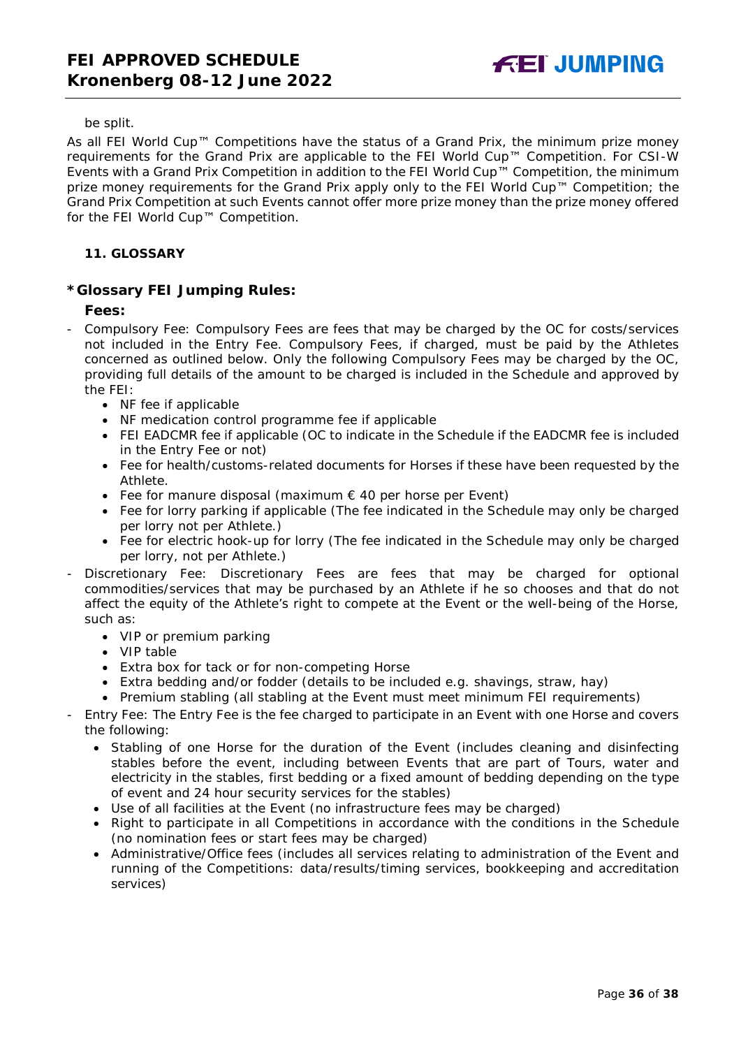be split.

As all FEI World Cup™ Competitions have the status of a Grand Prix, the minimum prize money requirements for the Grand Prix are applicable to the FEI World Cup™ Competition. For CSI-W Events with a Grand Prix Competition in addition to the FEI World Cup™ Competition, the minimum prize money requirements for the Grand Prix apply only to the FEI World Cup™ Competition; the Grand Prix Competition at such Events cannot offer more prize money than the prize money offered for the FEI World Cup™ Competition.

## 11. GLOSSARY

### *Glossary FEI Jumping Rules:

**Fees:**

- Compulsory Fee: Compulsory Fees are fees that may be charged by the OC for costs/services not included in the Entry Fee. Compulsory Fees, if charged, must be paid by the Athletes concerned as outlined below. Only the following Compulsory Fees may be charged by the OC, providing full details of the amount to be charged is included in the Schedule and approved by the FEI:
  - NF fee if applicable
  - NF medication control programme fee if applicable
  - FEI EADCMR fee if applicable (OC to indicate in the Schedule if the EADCMR fee is included in the Entry Fee or not)
  - Fee for health/customs-related documents for Horses if these have been requested by the Athlete.
  - Fee for manure disposal (maximum € 40 per horse per Event)
  - Fee for lorry parking if applicable (The fee indicated in the Schedule may only be charged per lorry not per Athlete.)
  - Fee for electric hook-up for lorry (The fee indicated in the Schedule may only be charged per lorry, not per Athlete.)
- Discretionary Fee: Discretionary Fees are fees that may be charged for optional commodities/services that may be purchased by an Athlete if he so chooses and that do not affect the equity of the Athlete's right to compete at the Event or the well-being of the Horse, such as:
  - VIP or premium parking
  - VIP table
  - Extra box for tack or for non-competing Horse
  - Extra bedding and/or fodder (details to be included e.g. shavings, straw, hay)
  - Premium stabling (all stabling at the Event must meet minimum FEI requirements)
- Entry Fee: The Entry Fee is the fee charged to participate in an Event with one Horse and covers the following:
  - Stabling of one Horse for the duration of the Event (includes cleaning and disinfecting stables before the event, including between Events that are part of Tours, water and electricity in the stables, first bedding or a fixed amount of bedding depending on the type of event and 24 hour security services for the stables)
  - Use of all facilities at the Event (no infrastructure fees may be charged)
  - Right to participate in all Competitions in accordance with the conditions in the Schedule (no nomination fees or start fees may be charged)
  - Administrative/Office fees (includes all services relating to administration of the Event and running of the Competitions: data/results/timing services, bookkeeping and accreditation services)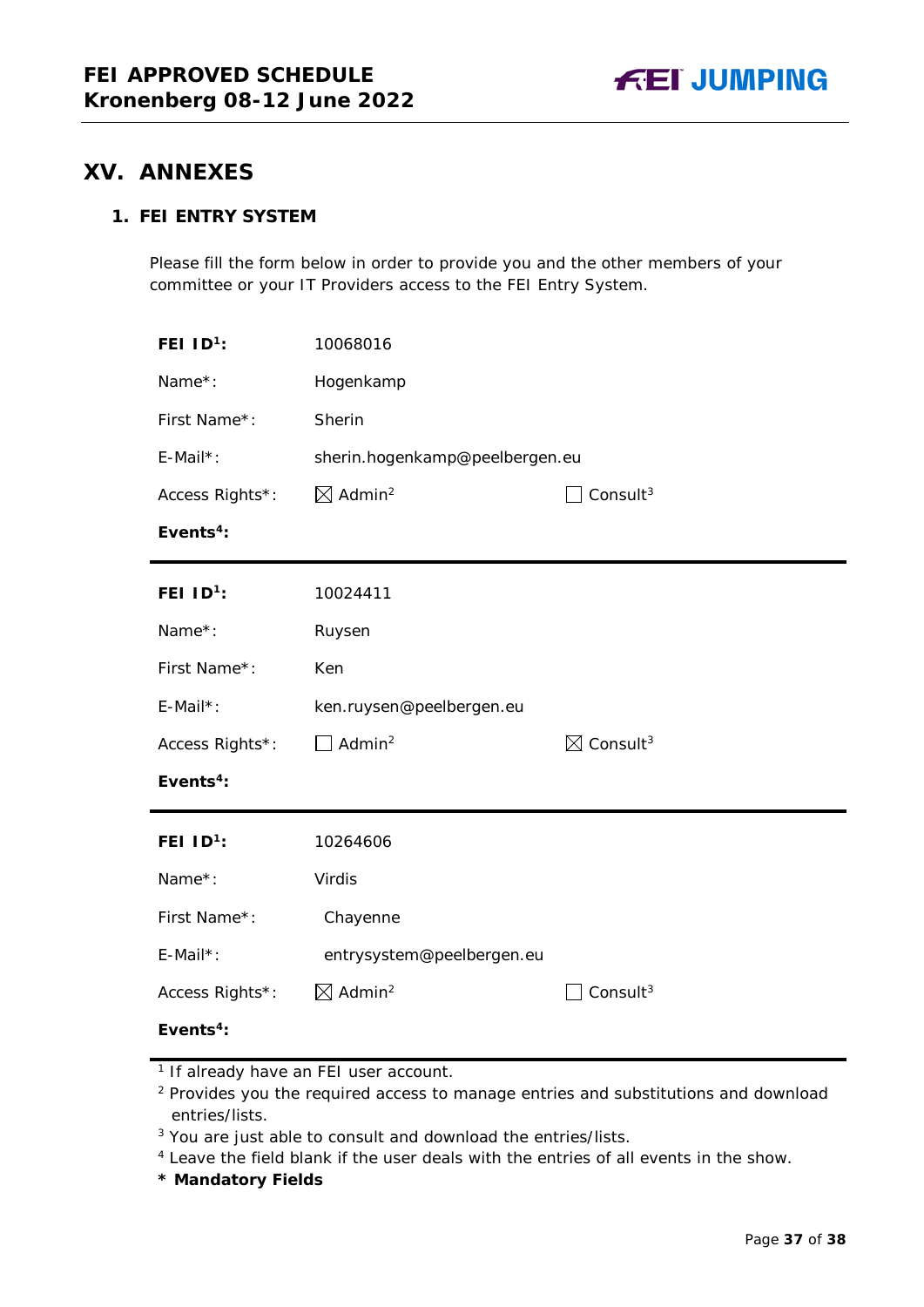# XV. ANNEXES

## 1. FEI ENTRY SYSTEM

Please fill the form below in order to provide you and the other members of your committee or your IT Providers access to the FEI Entry System.

| | | |
|---|---|---|
| **FEI ID[1]:** | 10068016 | |
| Name*: | Hogenkamp | |
| First Name*: | Sherin | |
| E-Mail*: | sherin.hogenkamp@peelbergen.eu | |
| Access Rights*: | ☒ Admin[2] | ☐ Consult[3] |
| **Events[4]:** | | |

| | | |
|---|---|---|
| **FEI ID[1]:** | 10024411 | |
| Name*: | Ruysen | |
| First Name*: | Ken | |
| E-Mail*: | ken.ruysen@peelbergen.eu | |
| Access Rights*: | ☐ Admin[2] | ☒ Consult[3] |
| **Events[4]:** | | |

| | | |
|---|---|---|
| **FEI ID[1]:** | 10264606 | |
| Name*: | Virdis | |
| First Name*: | Chayenne | |
| E-Mail*: | entrysystem@peelbergen.eu | |
| Access Rights*: | ☒ Admin[2] | ☐ Consult[3] |
| **Events[4]:** | | |

[1] If already have an FEI user account.
[2] Provides you the required access to manage entries and substitutions and download entries/lists.
[3] You are just able to consult and download the entries/lists.
[4] Leave the field blank if the user deals with the entries of all events in the show.

**\* Mandatory Fields**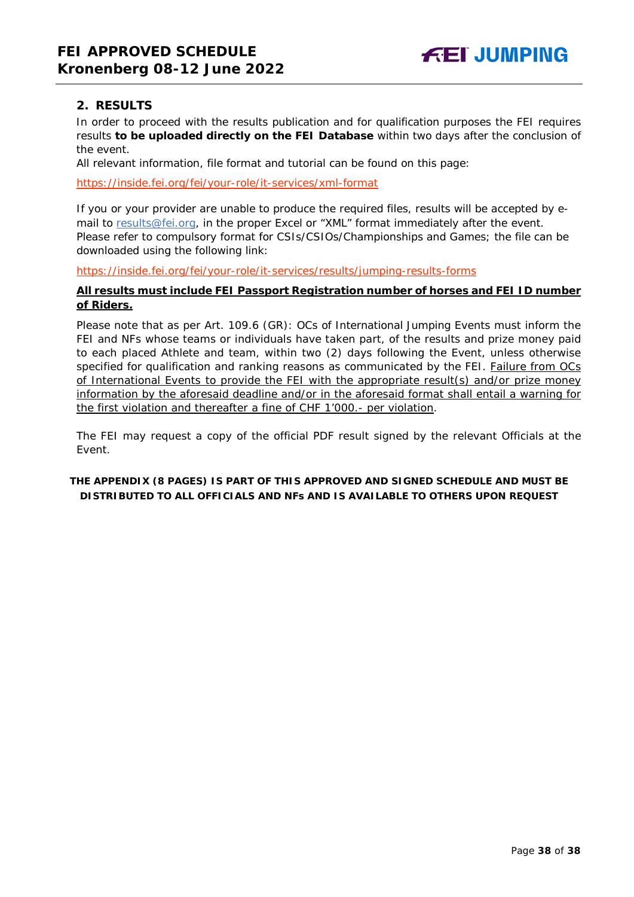## 2. RESULTS

In order to proceed with the results publication and for qualification purposes the FEI requires results **to be uploaded directly on the FEI Database** within two days after the conclusion of the event.

All relevant information, file format and tutorial can be found on this page:

https://inside.fei.org/fei/your-role/it-services/xml-format

If you or your provider are unable to produce the required files, results will be accepted by e-mail to results@fei.org, in the proper Excel or "XML" format immediately after the event. Please refer to compulsory format for CSIs/CSIOs/Championships and Games; the file can be downloaded using the following link:

https://inside.fei.org/fei/your-role/it-services/results/jumping-results-forms

**All results must include FEI Passport Registration number of horses and FEI ID number of Riders.**

Please note that as per Art. 109.6 (GR): OCs of International Jumping Events must inform the FEI and NFs whose teams or individuals have taken part, of the results and prize money paid to each placed Athlete and team, within two (2) days following the Event, unless otherwise specified for qualification and ranking reasons as communicated by the FEI. Failure from OCs of International Events to provide the FEI with the appropriate result(s) and/or prize money information by the aforesaid deadline and/or in the aforesaid format shall entail a warning for the first violation and thereafter a fine of CHF 1'000.- per violation.

The FEI may request a copy of the official PDF result signed by the relevant Officials at the Event.

**THE APPENDIX (8 PAGES) IS PART OF THIS APPROVED AND SIGNED SCHEDULE AND MUST BE DISTRIBUTED TO ALL OFFICIALS AND NFs AND IS AVAILABLE TO OTHERS UPON REQUEST**